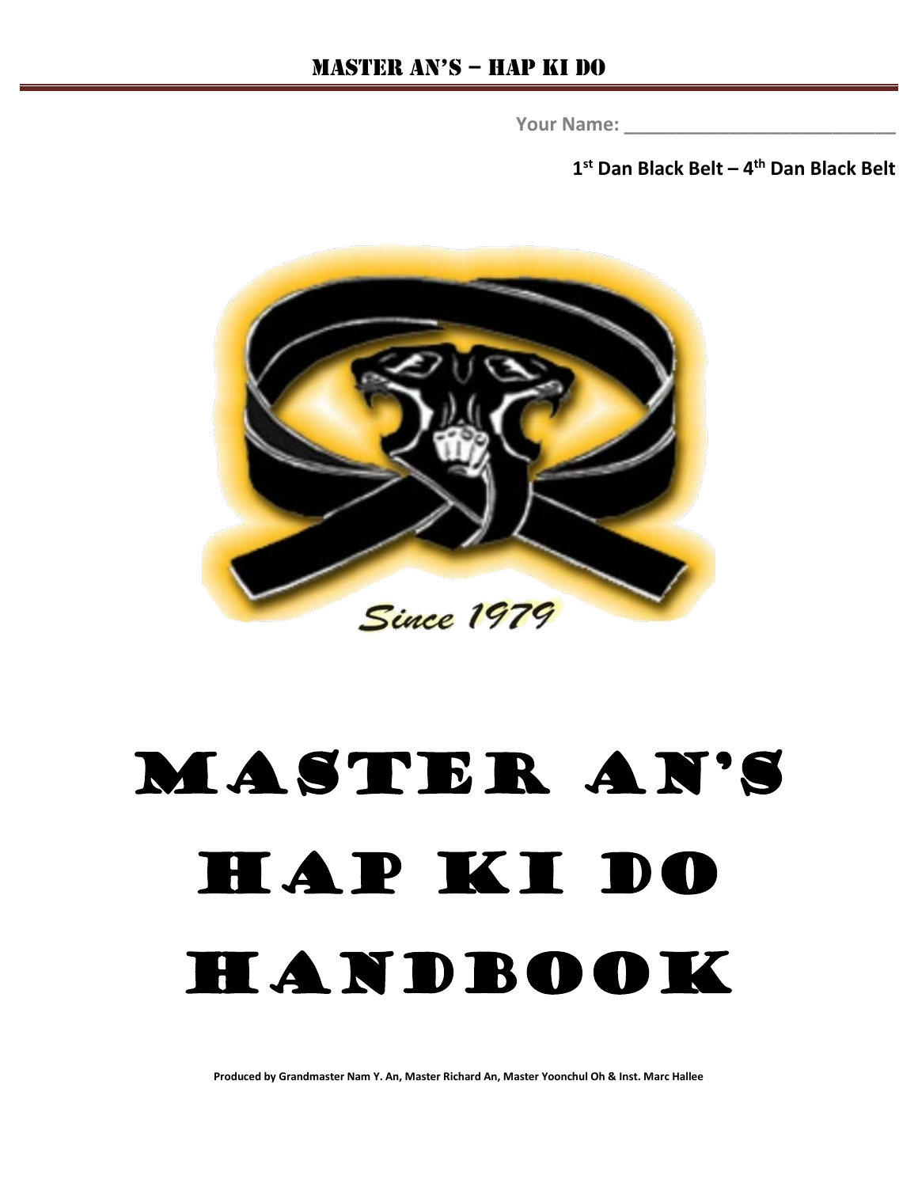# MASTER AN'S – HAP KI DO

**Your Name: ___________________________**

**1st Dan Black Belt – 4th Dan Black Belt**

*Since 1979*

# MASTER AN'S HAP KI DO HANDBOOK

**Produced by Grandmaster Nam Y. An, Master Richard An, Master Yoonchul Oh & Inst. Marc Hallee**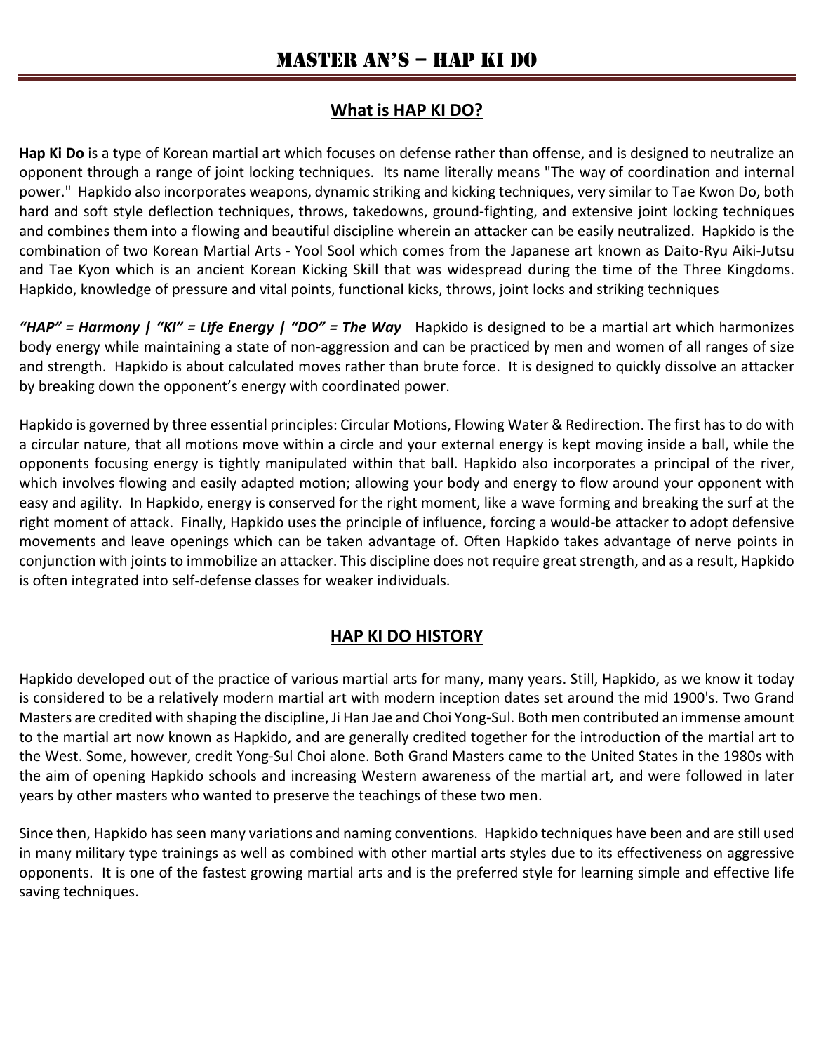# MASTER AN'S – HAP KI DO

## What is HAP KI DO?

**Hap Ki Do** is a type of Korean martial art which focuses on defense rather than offense, and is designed to neutralize an opponent through a range of joint locking techniques. Its name literally means "The way of coordination and internal power." Hapkido also incorporates weapons, dynamic striking and kicking techniques, very similar to Tae Kwon Do, both hard and soft style deflection techniques, throws, takedowns, ground-fighting, and extensive joint locking techniques and combines them into a flowing and beautiful discipline wherein an attacker can be easily neutralized. Hapkido is the combination of two Korean Martial Arts - Yool Sool which comes from the Japanese art known as Daito-Ryu Aiki-Jutsu and Tae Kyon which is an ancient Korean Kicking Skill that was widespread during the time of the Three Kingdoms. Hapkido, knowledge of pressure and vital points, functional kicks, throws, joint locks and striking techniques

***"HAP" = Harmony | "KI" = Life Energy | "DO" = The Way*** Hapkido is designed to be a martial art which harmonizes body energy while maintaining a state of non-aggression and can be practiced by men and women of all ranges of size and strength. Hapkido is about calculated moves rather than brute force. It is designed to quickly dissolve an attacker by breaking down the opponent's energy with coordinated power.

Hapkido is governed by three essential principles: Circular Motions, Flowing Water & Redirection. The first has to do with a circular nature, that all motions move within a circle and your external energy is kept moving inside a ball, while the opponents focusing energy is tightly manipulated within that ball. Hapkido also incorporates a principal of the river, which involves flowing and easily adapted motion; allowing your body and energy to flow around your opponent with easy and agility. In Hapkido, energy is conserved for the right moment, like a wave forming and breaking the surf at the right moment of attack. Finally, Hapkido uses the principle of influence, forcing a would-be attacker to adopt defensive movements and leave openings which can be taken advantage of. Often Hapkido takes advantage of nerve points in conjunction with joints to immobilize an attacker. This discipline does not require great strength, and as a result, Hapkido is often integrated into self-defense classes for weaker individuals.

## HAP KI DO HISTORY

Hapkido developed out of the practice of various martial arts for many, many years. Still, Hapkido, as we know it today is considered to be a relatively modern martial art with modern inception dates set around the mid 1900's. Two Grand Masters are credited with shaping the discipline, Ji Han Jae and Choi Yong-Sul. Both men contributed an immense amount to the martial art now known as Hapkido, and are generally credited together for the introduction of the martial art to the West. Some, however, credit Yong-Sul Choi alone. Both Grand Masters came to the United States in the 1980s with the aim of opening Hapkido schools and increasing Western awareness of the martial art, and were followed in later years by other masters who wanted to preserve the teachings of these two men.

Since then, Hapkido has seen many variations and naming conventions. Hapkido techniques have been and are still used in many military type trainings as well as combined with other martial arts styles due to its effectiveness on aggressive opponents. It is one of the fastest growing martial arts and is the preferred style for learning simple and effective life saving techniques.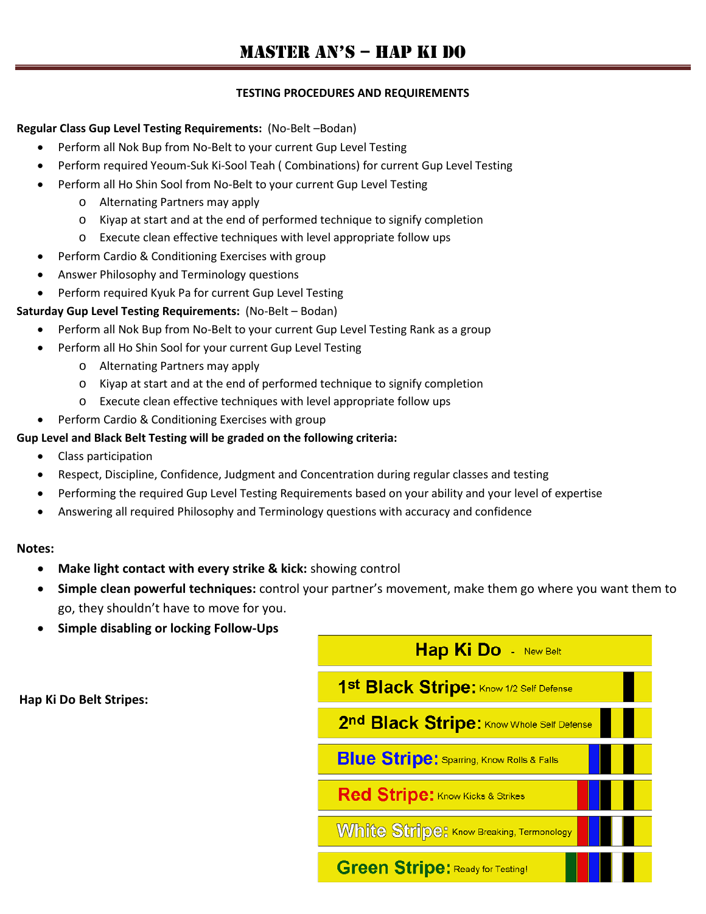# MASTER AN'S – HAP KI DO

## TESTING PROCEDURES AND REQUIREMENTS

**Regular Class Gup Level Testing Requirements:** (No-Belt –Bodan)

- Perform all Nok Bup from No-Belt to your current Gup Level Testing
- Perform required Yeoum-Suk Ki-Sool Teah ( Combinations) for current Gup Level Testing
- Perform all Ho Shin Sool from No-Belt to your current Gup Level Testing
  - Alternating Partners may apply
  - Kiyap at start and at the end of performed technique to signify completion
  - Execute clean effective techniques with level appropriate follow ups
- Perform Cardio & Conditioning Exercises with group
- Answer Philosophy and Terminology questions
- Perform required Kyuk Pa for current Gup Level Testing

**Saturday Gup Level Testing Requirements:** (No-Belt – Bodan)

- Perform all Nok Bup from No-Belt to your current Gup Level Testing Rank as a group
- Perform all Ho Shin Sool for your current Gup Level Testing
  - Alternating Partners may apply
  - Kiyap at start and at the end of performed technique to signify completion
  - Execute clean effective techniques with level appropriate follow ups
- Perform Cardio & Conditioning Exercises with group

**Gup Level and Black Belt Testing will be graded on the following criteria:**

- Class participation
- Respect, Discipline, Confidence, Judgment and Concentration during regular classes and testing
- Performing the required Gup Level Testing Requirements based on your ability and your level of expertise
- Answering all required Philosophy and Terminology questions with accuracy and confidence

**Notes:**

- **Make light contact with every strike & kick:** showing control
- **Simple clean powerful techniques:** control your partner's movement, make them go where you want them to go, they shouldn't have to move for you.
- **Simple disabling or locking Follow-Ups**

**Hap Ki Do Belt Stripes:**

- **Hap Ki Do** - New Belt
- **1st Black Stripe:** Know 1/2 Self Defense
- **2nd Black Stripe:** Know Whole Self Defense
- **Blue Stripe:** Sparring, Know Rolls & Falls
- **Red Stripe:** Know Kicks & Strikes
- **White Stripe:** Know Breaking, Termonology
- **Green Stripe:** Ready for Testing!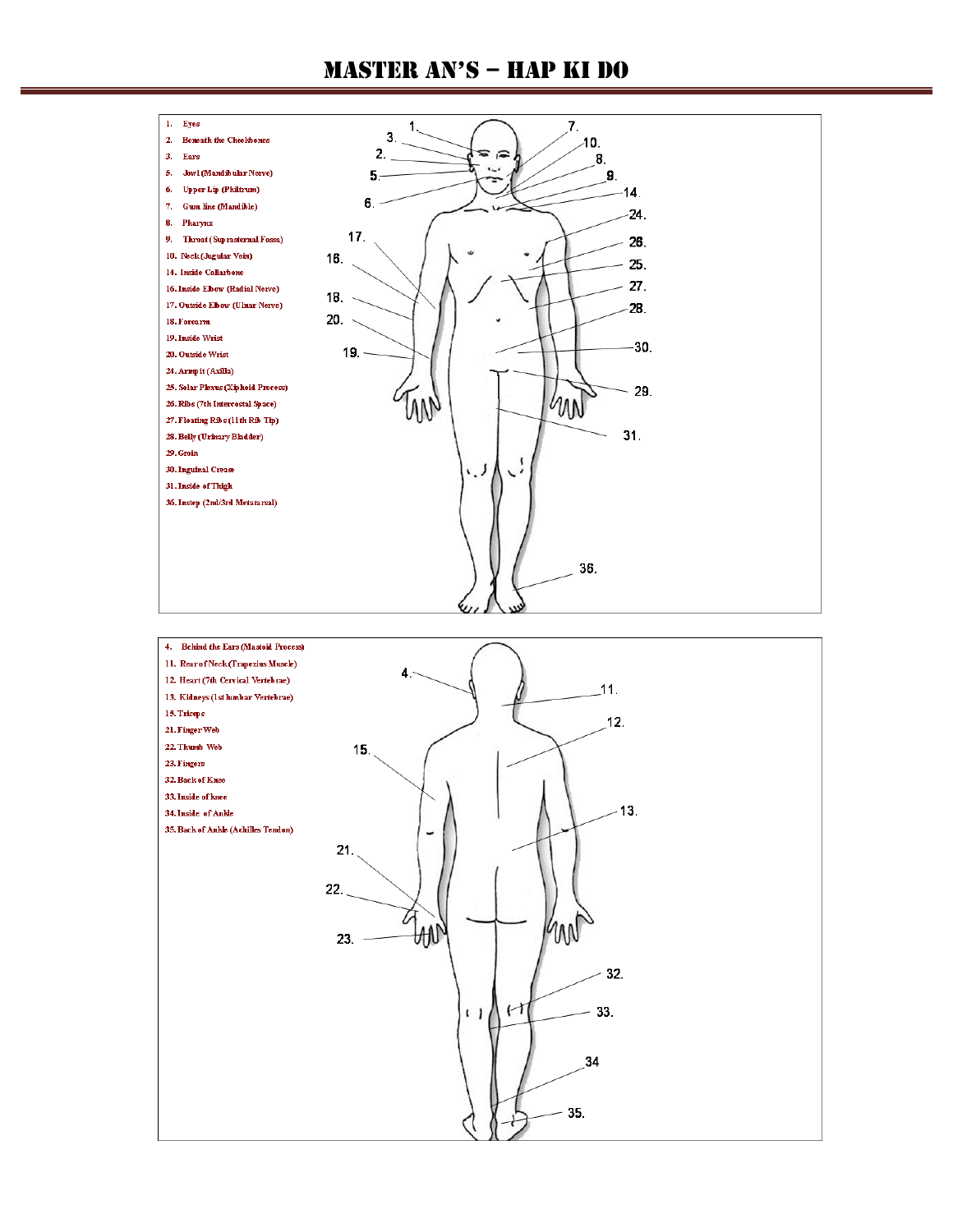# MASTER AN'S – HAP KI DO

1. Eyes
2. Beneath the Cheekbones
3. Ears
5. Jowl (Mandibular Nerve)
6. Upper Lip (Philtrum)
7. Gum line (Mandible)
8. Pharynx
9. Throat (Suprasternal Fossa)
10. Neck (Jugular Vein)
14. Inside Collarbone
16. Inside Elbow (Radial Nerve)
17. Outside Elbow (Ulnar Nerve)
18. Forearm
19. Inside Wrist
20. Outside Wrist
24. Armpit (Axilla)
25. Solar Plexus (Xiphoid Process)
26. Ribs (7th Intercostal Space)
27. Floating Ribs (11th Rib Tip)
28. Belly (Urinary Bladder)
29. Groin
30. Inguinal Crease
31. Inside of Thigh
36. Instep (2nd/3rd Metatarsal)

4. Behind the Ears (Mastoid Process)
11. Rear of Neck (Trapezius Muscle)
12. Heart (7th Cervical Vertebrae)
13. Kidneys (1st lumbar Vertebrae)
15. Triceps
21. Finger Web
22. Thumb Web
23. Fingers
32. Back of Knee
33. Inside of knee
34. Inside of Ankle
35. Back of Ankle (Achilles Tendon)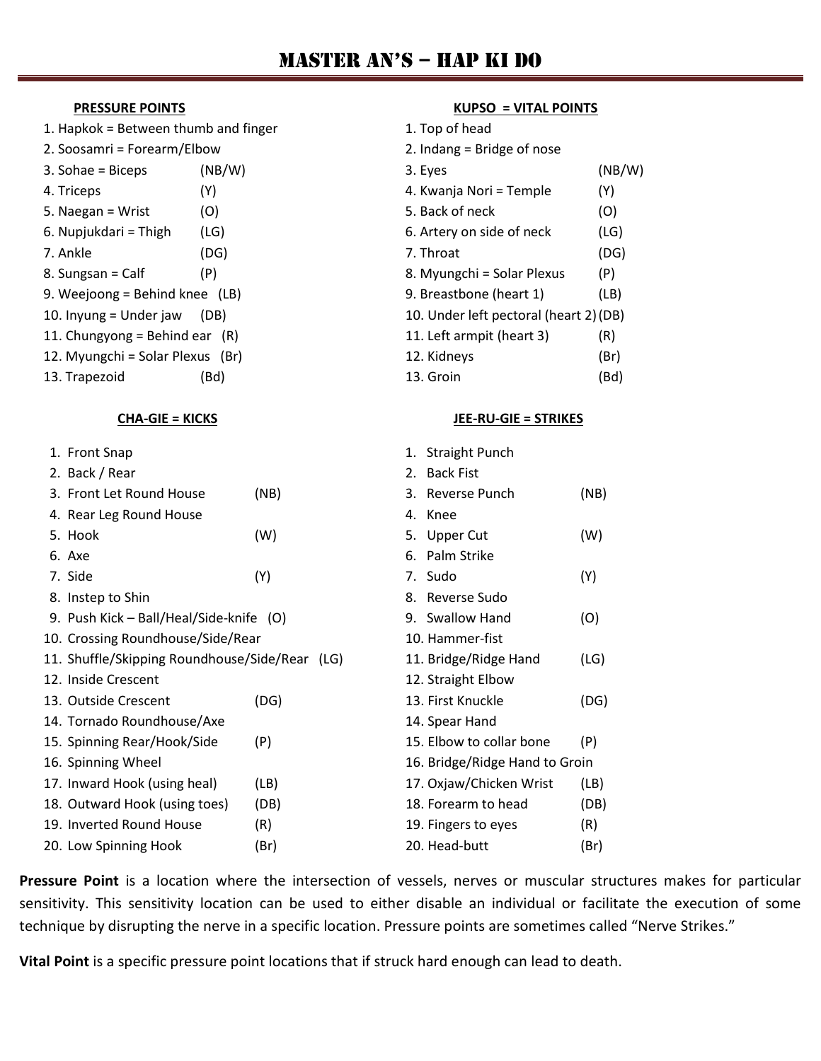# MASTER AN'S – HAP KI DO

## PRESSURE POINTS

| # | Point | Belt |
|---|---|---|
| 1. | Hapkok = Between thumb and finger | |
| 2. | Soosamri = Forearm/Elbow | |
| 3. | Sohae = Biceps | (NB/W) |
| 4. | Triceps | (Y) |
| 5. | Naegan = Wrist | (O) |
| 6. | Nupjukdari = Thigh | (LG) |
| 7. | Ankle | (DG) |
| 8. | Sungsan = Calf | (P) |
| 9. | Weejoong = Behind knee | (LB) |
| 10. | Inyung = Under jaw | (DB) |
| 11. | Chungyong = Behind ear | (R) |
| 12. | Myungchi = Solar Plexus | (Br) |
| 13. | Trapezoid | (Bd) |

## KUPSO = VITAL POINTS

| # | Point | Belt |
|---|---|---|
| 1. | Top of head | |
| 2. | Indang = Bridge of nose | |
| 3. | Eyes | (NB/W) |
| 4. | Kwanja Nori = Temple | (Y) |
| 5. | Back of neck | (O) |
| 6. | Artery on side of neck | (LG) |
| 7. | Throat | (DG) |
| 8. | Myungchi = Solar Plexus | (P) |
| 9. | Breastbone (heart 1) | (LB) |
| 10. | Under left pectoral (heart 2) | (DB) |
| 11. | Left armpit (heart 3) | (R) |
| 12. | Kidneys | (Br) |
| 13. | Groin | (Bd) |

## CHA-GIE = KICKS

| # | Kick | Belt |
|---|---|---|
| 1. | Front Snap | |
| 2. | Back / Rear | |
| 3. | Front Let Round House | (NB) |
| 4. | Rear Leg Round House | |
| 5. | Hook | (W) |
| 6. | Axe | |
| 7. | Side | (Y) |
| 8. | Instep to Shin | |
| 9. | Push Kick – Ball/Heal/Side-knife | (O) |
| 10. | Crossing Roundhouse/Side/Rear | |
| 11. | Shuffle/Skipping Roundhouse/Side/Rear | (LG) |
| 12. | Inside Crescent | |
| 13. | Outside Crescent | (DG) |
| 14. | Tornado Roundhouse/Axe | |
| 15. | Spinning Rear/Hook/Side | (P) |
| 16. | Spinning Wheel | |
| 17. | Inward Hook (using heal) | (LB) |
| 18. | Outward Hook (using toes) | (DB) |
| 19. | Inverted Round House | (R) |
| 20. | Low Spinning Hook | (Br) |

## JEE-RU-GIE = STRIKES

| # | Strike | Belt |
|---|---|---|
| 1. | Straight Punch | |
| 2. | Back Fist | |
| 3. | Reverse Punch | (NB) |
| 4. | Knee | |
| 5. | Upper Cut | (W) |
| 6. | Palm Strike | |
| 7. | Sudo | (Y) |
| 8. | Reverse Sudo | |
| 9. | Swallow Hand | (O) |
| 10. | Hammer-fist | |
| 11. | Bridge/Ridge Hand | (LG) |
| 12. | Straight Elbow | |
| 13. | First Knuckle | (DG) |
| 14. | Spear Hand | |
| 15. | Elbow to collar bone | (P) |
| 16. | Bridge/Ridge Hand to Groin | |
| 17. | Oxjaw/Chicken Wrist | (LB) |
| 18. | Forearm to head | (DB) |
| 19. | Fingers to eyes | (R) |
| 20. | Head-butt | (Br) |

**Pressure Point** is a location where the intersection of vessels, nerves or muscular structures makes for particular sensitivity. This sensitivity location can be used to either disable an individual or facilitate the execution of some technique by disrupting the nerve in a specific location. Pressure points are sometimes called "Nerve Strikes."

**Vital Point** is a specific pressure point locations that if struck hard enough can lead to death.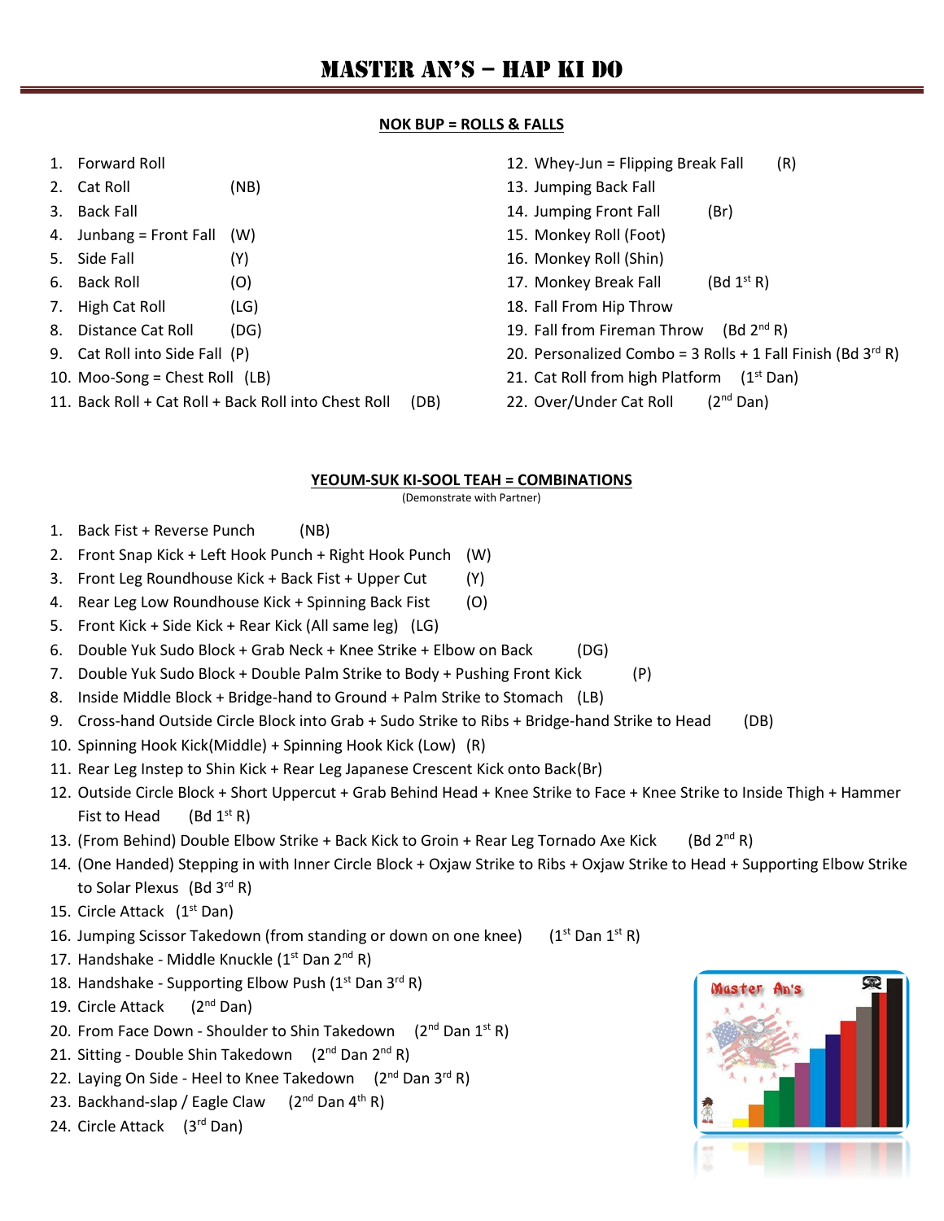# MASTER AN'S – HAP KI DO

## NOK BUP = ROLLS & FALLS

1. Forward Roll
2. Cat Roll (NB)
3. Back Fall
4. Junbang = Front Fall (W)
5. Side Fall (Y)
6. Back Roll (O)
7. High Cat Roll (LG)
8. Distance Cat Roll (DG)
9. Cat Roll into Side Fall (P)
10. Moo-Song = Chest Roll (LB)
11. Back Roll + Cat Roll + Back Roll into Chest Roll (DB)
12. Whey-Jun = Flipping Break Fall (R)
13. Jumping Back Fall
14. Jumping Front Fall (Br)
15. Monkey Roll (Foot)
16. Monkey Roll (Shin)
17. Monkey Break Fall (Bd 1st R)
18. Fall From Hip Throw
19. Fall from Fireman Throw (Bd 2nd R)
20. Personalized Combo = 3 Rolls + 1 Fall Finish (Bd 3rd R)
21. Cat Roll from high Platform (1st Dan)
22. Over/Under Cat Roll (2nd Dan)

## YEOUM-SUK KI-SOOL TEAH = COMBINATIONS

(Demonstrate with Partner)

1. Back Fist + Reverse Punch (NB)
2. Front Snap Kick + Left Hook Punch + Right Hook Punch (W)
3. Front Leg Roundhouse Kick + Back Fist + Upper Cut (Y)
4. Rear Leg Low Roundhouse Kick + Spinning Back Fist (O)
5. Front Kick + Side Kick + Rear Kick (All same leg) (LG)
6. Double Yuk Sudo Block + Grab Neck + Knee Strike + Elbow on Back (DG)
7. Double Yuk Sudo Block + Double Palm Strike to Body + Pushing Front Kick (P)
8. Inside Middle Block + Bridge-hand to Ground + Palm Strike to Stomach (LB)
9. Cross-hand Outside Circle Block into Grab + Sudo Strike to Ribs + Bridge-hand Strike to Head (DB)
10. Spinning Hook Kick(Middle) + Spinning Hook Kick (Low) (R)
11. Rear Leg Instep to Shin Kick + Rear Leg Japanese Crescent Kick onto Back(Br)
12. Outside Circle Block + Short Uppercut + Grab Behind Head + Knee Strike to Face + Knee Strike to Inside Thigh + Hammer Fist to Head (Bd 1st R)
13. (From Behind) Double Elbow Strike + Back Kick to Groin + Rear Leg Tornado Axe Kick (Bd 2nd R)
14. (One Handed) Stepping in with Inner Circle Block + Oxjaw Strike to Ribs + Oxjaw Strike to Head + Supporting Elbow Strike to Solar Plexus (Bd 3rd R)
15. Circle Attack (1st Dan)
16. Jumping Scissor Takedown (from standing or down on one knee) (1st Dan 1st R)
17. Handshake - Middle Knuckle (1st Dan 2nd R)
18. Handshake - Supporting Elbow Push (1st Dan 3rd R)
19. Circle Attack (2nd Dan)
20. From Face Down - Shoulder to Shin Takedown (2nd Dan 1st R)
21. Sitting - Double Shin Takedown (2nd Dan 2nd R)
22. Laying On Side - Heel to Knee Takedown (2nd Dan 3rd R)
23. Backhand-slap / Eagle Claw (2nd Dan 4th R)
24. Circle Attack (3rd Dan)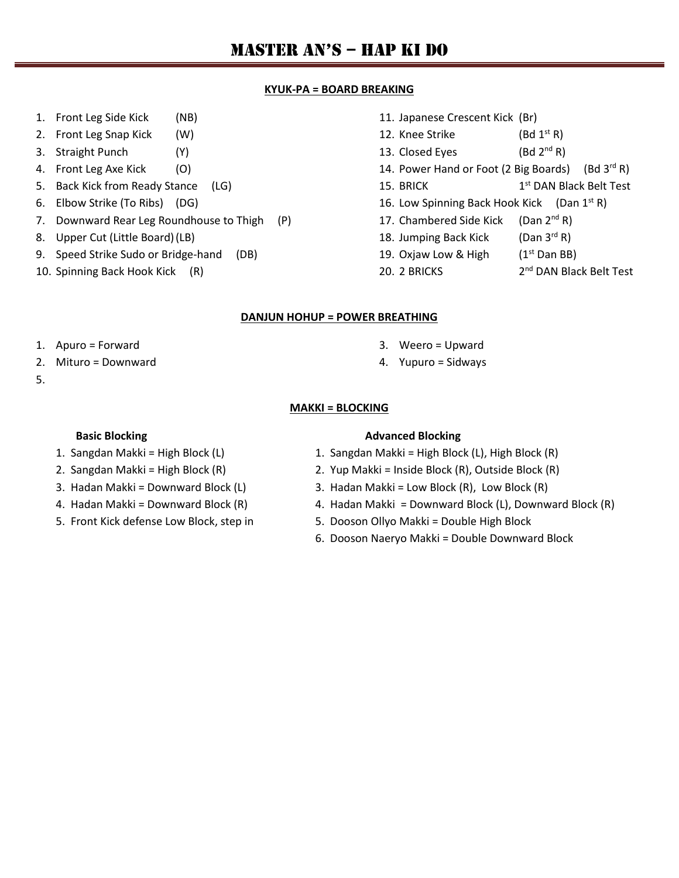# MASTER AN'S – HAP KI DO

## KYUK-PA = BOARD BREAKING

1. Front Leg Side Kick (NB)
2. Front Leg Snap Kick (W)
3. Straight Punch (Y)
4. Front Leg Axe Kick (O)
5. Back Kick from Ready Stance (LG)
6. Elbow Strike (To Ribs) (DG)
7. Downward Rear Leg Roundhouse to Thigh (P)
8. Upper Cut (Little Board) (LB)
9. Speed Strike Sudo or Bridge-hand (DB)
10. Spinning Back Hook Kick (R)
11. Japanese Crescent Kick (Br)
12. Knee Strike (Bd 1st R)
13. Closed Eyes (Bd 2nd R)
14. Power Hand or Foot (2 Big Boards) (Bd 3rd R)
15. BRICK 1st DAN Black Belt Test
16. Low Spinning Back Hook Kick (Dan 1st R)
17. Chambered Side Kick (Dan 2nd R)
18. Jumping Back Kick (Dan 3rd R)
19. Oxjaw Low & High (1st Dan BB)
20. 2 BRICKS 2nd DAN Black Belt Test

## DANJUN HOHUP = POWER BREATHING

1. Apuro = Forward
2. Mituro = Downward
3. Weero = Upward
4. Yupuro = Sidways
5.

## MAKKI = BLOCKING

**Basic Blocking**

1. Sangdan Makki = High Block (L)
2. Sangdan Makki = High Block (R)
3. Hadan Makki = Downward Block (L)
4. Hadan Makki = Downward Block (R)
5. Front Kick defense Low Block, step in

**Advanced Blocking**

1. Sangdan Makki = High Block (L), High Block (R)
2. Yup Makki = Inside Block (R), Outside Block (R)
3. Hadan Makki = Low Block (R), Low Block (R)
4. Hadan Makki = Downward Block (L), Downward Block (R)
5. Dooson Ollyo Makki = Double High Block
6. Dooson Naeryo Makki = Double Downward Block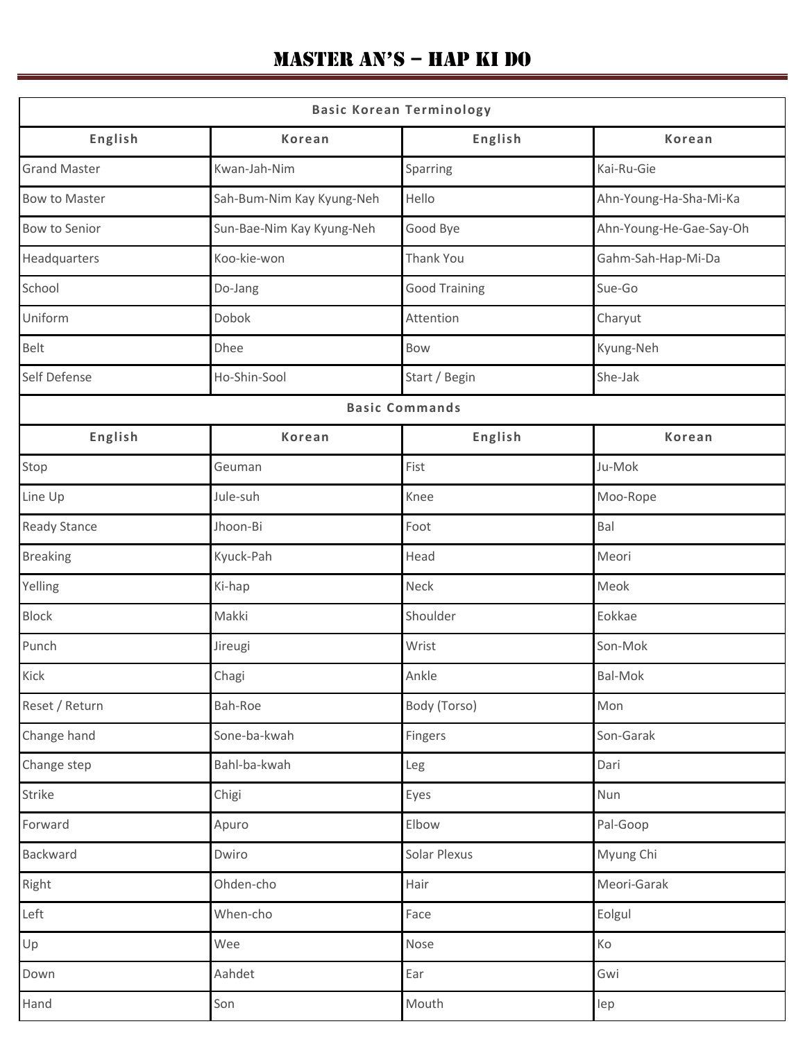# MASTER AN'S – HAP KI DO

| Basic Korean Terminology | | | |
|---|---|---|---|
| **English** | **Korean** | **English** | **Korean** |
| Grand Master | Kwan-Jah-Nim | Sparring | Kai-Ru-Gie |
| Bow to Master | Sah-Bum-Nim Kay Kyung-Neh | Hello | Ahn-Young-Ha-Sha-Mi-Ka |
| Bow to Senior | Sun-Bae-Nim Kay Kyung-Neh | Good Bye | Ahn-Young-He-Gae-Say-Oh |
| Headquarters | Koo-kie-won | Thank You | Gahm-Sah-Hap-Mi-Da |
| School | Do-Jang | Good Training | Sue-Go |
| Uniform | Dobok | Attention | Charyut |
| Belt | Dhee | Bow | Kyung-Neh |
| Self Defense | Ho-Shin-Sool | Start / Begin | She-Jak |
| **Basic Commands** | | | |
| **English** | **Korean** | **English** | **Korean** |
| Stop | Geuman | Fist | Ju-Mok |
| Line Up | Jule-suh | Knee | Moo-Rope |
| Ready Stance | Jhoon-Bi | Foot | Bal |
| Breaking | Kyuck-Pah | Head | Meori |
| Yelling | Ki-hap | Neck | Meok |
| Block | Makki | Shoulder | Eokkae |
| Punch | Jireugi | Wrist | Son-Mok |
| Kick | Chagi | Ankle | Bal-Mok |
| Reset / Return | Bah-Roe | Body (Torso) | Mon |
| Change hand | Sone-ba-kwah | Fingers | Son-Garak |
| Change step | Bahl-ba-kwah | Leg | Dari |
| Strike | Chigi | Eyes | Nun |
| Forward | Apuro | Elbow | Pal-Goop |
| Backward | Dwiro | Solar Plexus | Myung Chi |
| Right | Ohden-cho | Hair | Meori-Garak |
| Left | When-cho | Face | Eolgul |
| Up | Wee | Nose | Ko |
| Down | Aahdet | Ear | Gwi |
| Hand | Son | Mouth | Iep |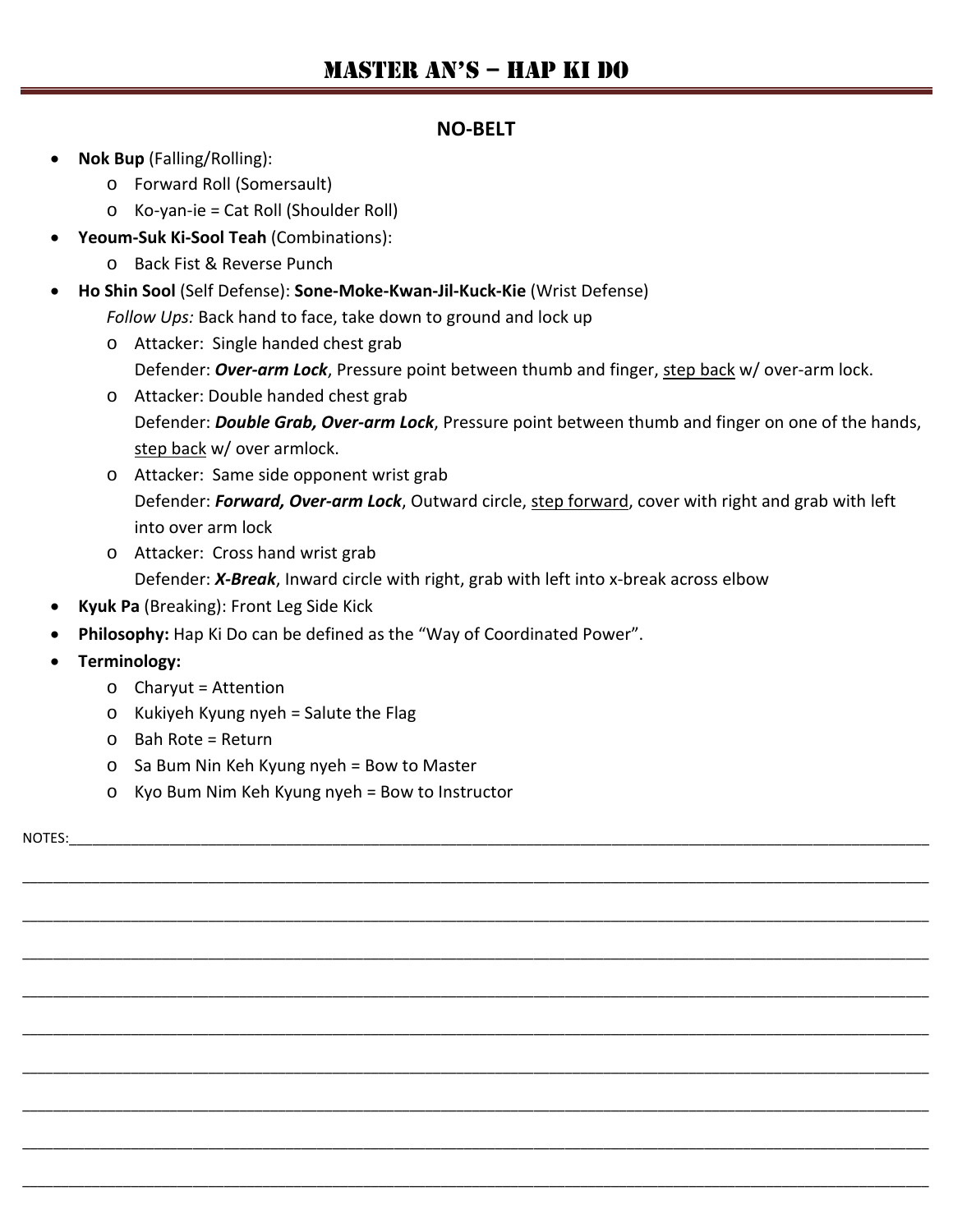# MASTER AN'S – HAP KI DO

## NO-BELT

- **Nok Bup** (Falling/Rolling):
  - Forward Roll (Somersault)
  - Ko-yan-ie = Cat Roll (Shoulder Roll)
- **Yeoum-Suk Ki-Sool Teah** (Combinations):
  - Back Fist & Reverse Punch
- **Ho Shin Sool** (Self Defense): **Sone-Moke-Kwan-Jil-Kuck-Kie** (Wrist Defense)
  *Follow Ups:* Back hand to face, take down to ground and lock up
  - Attacker: Single handed chest grab
    Defender: ***Over-arm Lock***, Pressure point between thumb and finger, <u>step back</u> w/ over-arm lock.
  - Attacker: Double handed chest grab
    Defender: ***Double Grab, Over-arm Lock***, Pressure point between thumb and finger on one of the hands, <u>step back</u> w/ over armlock.
  - Attacker: Same side opponent wrist grab
    Defender: ***Forward, Over-arm Lock***, Outward circle, <u>step forward</u>, cover with right and grab with left into over arm lock
  - Attacker: Cross hand wrist grab
    Defender: ***X-Break***, Inward circle with right, grab with left into x-break across elbow
- **Kyuk Pa** (Breaking): Front Leg Side Kick
- **Philosophy:** Hap Ki Do can be defined as the "Way of Coordinated Power".
- **Terminology:**
  - Charyut = Attention
  - Kukiyeh Kyung nyeh = Salute the Flag
  - Bah Rote = Return
  - Sa Bum Nin Keh Kyung nyeh = Bow to Master
  - Kyo Bum Nim Keh Kyung nyeh = Bow to Instructor

NOTES:______________________________________________________________________________

___________________________________________________________________________________

___________________________________________________________________________________

___________________________________________________________________________________

___________________________________________________________________________________

___________________________________________________________________________________

___________________________________________________________________________________

___________________________________________________________________________________

___________________________________________________________________________________

___________________________________________________________________________________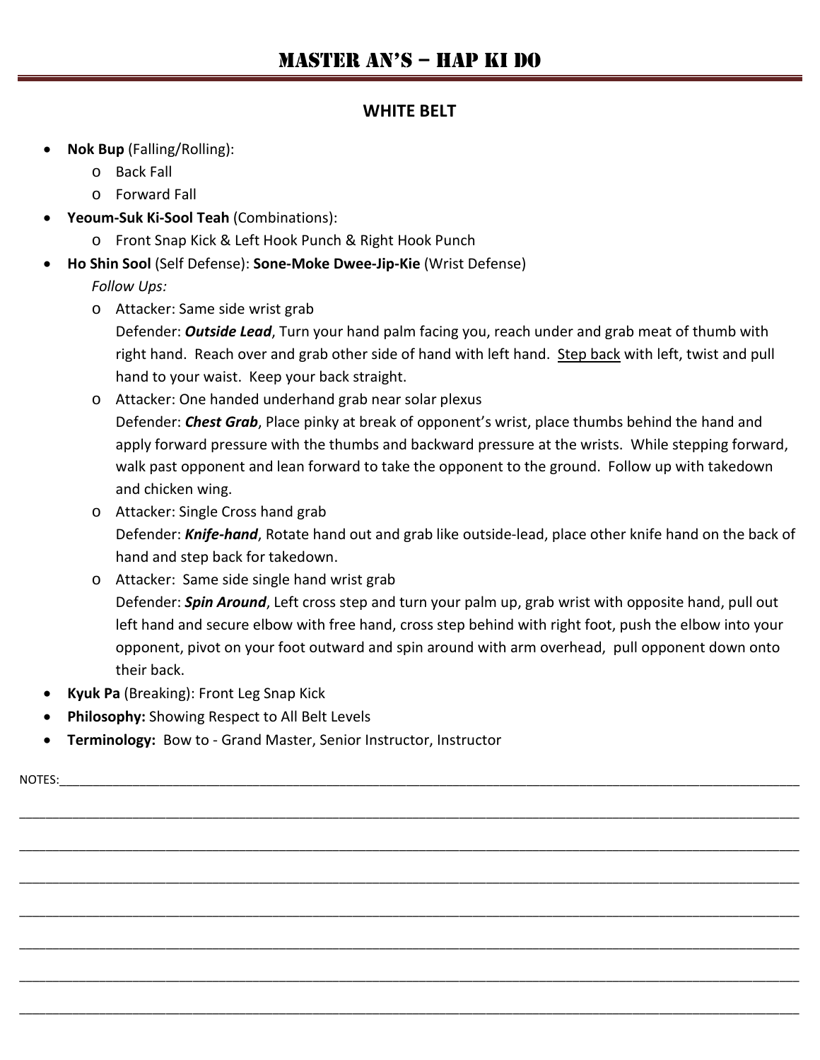# MASTER AN'S – HAP KI DO

## WHITE BELT

- **Nok Bup** (Falling/Rolling):
  - Back Fall
  - Forward Fall
- **Yeoum-Suk Ki-Sool Teah** (Combinations):
  - Front Snap Kick & Left Hook Punch & Right Hook Punch
- **Ho Shin Sool** (Self Defense): **Sone-Moke Dwee-Jip-Kie** (Wrist Defense)

  *Follow Ups:*
  - Attacker: Same side wrist grab
    Defender: ***Outside Lead***, Turn your hand palm facing you, reach under and grab meat of thumb with right hand. Reach over and grab other side of hand with left hand. <u>Step back</u> with left, twist and pull hand to your waist. Keep your back straight.
  - Attacker: One handed underhand grab near solar plexus
    Defender: ***Chest Grab***, Place pinky at break of opponent's wrist, place thumbs behind the hand and apply forward pressure with the thumbs and backward pressure at the wrists. While stepping forward, walk past opponent and lean forward to take the opponent to the ground. Follow up with takedown and chicken wing.
  - Attacker: Single Cross hand grab
    Defender: ***Knife-hand***, Rotate hand out and grab like outside-lead, place other knife hand on the back of hand and step back for takedown.
  - Attacker: Same side single hand wrist grab
    Defender: ***Spin Around***, Left cross step and turn your palm up, grab wrist with opposite hand, pull out left hand and secure elbow with free hand, cross step behind with right foot, push the elbow into your opponent, pivot on your foot outward and spin around with arm overhead, pull opponent down onto their back.
- **Kyuk Pa** (Breaking): Front Leg Snap Kick
- **Philosophy:** Showing Respect to All Belt Levels
- **Terminology:** Bow to - Grand Master, Senior Instructor, Instructor

NOTES:______________________________________________________________________________

___________________________________________________________________________________

___________________________________________________________________________________

___________________________________________________________________________________

___________________________________________________________________________________

___________________________________________________________________________________

___________________________________________________________________________________

___________________________________________________________________________________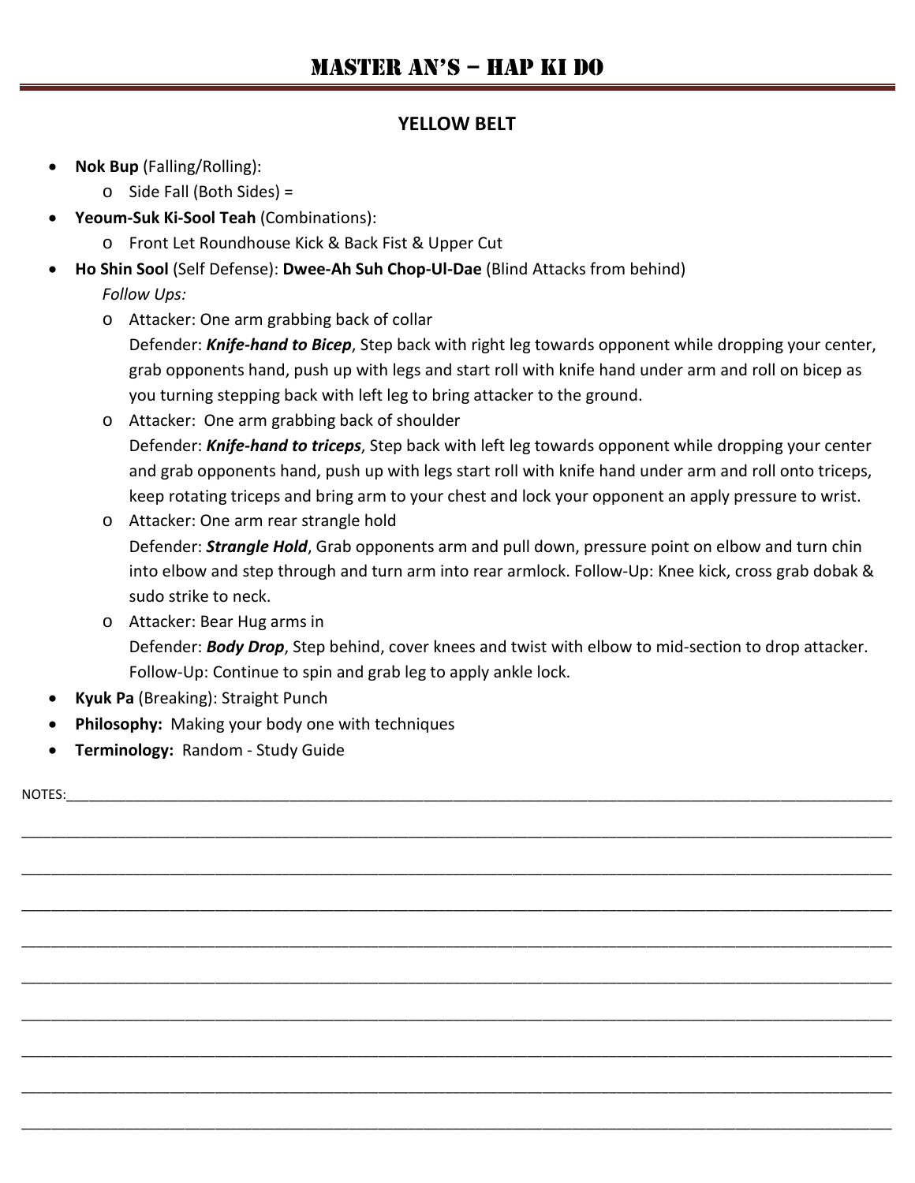# MASTER AN'S – HAP KI DO

## YELLOW BELT

- **Nok Bup** (Falling/Rolling):
  - Side Fall (Both Sides) =
- **Yeoum-Suk Ki-Sool Teah** (Combinations):
  - Front Let Roundhouse Kick & Back Fist & Upper Cut
- **Ho Shin Sool** (Self Defense): **Dwee-Ah Suh Chop-Ul-Dae** (Blind Attacks from behind)

  *Follow Ups:*
  - Attacker: One arm grabbing back of collar
    Defender: ***Knife-hand to Bicep***, Step back with right leg towards opponent while dropping your center, grab opponents hand, push up with legs and start roll with knife hand under arm and roll on bicep as you turning stepping back with left leg to bring attacker to the ground.
  - Attacker: One arm grabbing back of shoulder
    Defender: ***Knife-hand to triceps***, Step back with left leg towards opponent while dropping your center and grab opponents hand, push up with legs start roll with knife hand under arm and roll onto triceps, keep rotating triceps and bring arm to your chest and lock your opponent an apply pressure to wrist.
  - Attacker: One arm rear strangle hold
    Defender: ***Strangle Hold***, Grab opponents arm and pull down, pressure point on elbow and turn chin into elbow and step through and turn arm into rear armlock. Follow-Up: Knee kick, cross grab dobak & sudo strike to neck.
  - Attacker: Bear Hug arms in
    Defender: ***Body Drop***, Step behind, cover knees and twist with elbow to mid-section to drop attacker. Follow-Up: Continue to spin and grab leg to apply ankle lock.
- **Kyuk Pa** (Breaking): Straight Punch
- **Philosophy:** Making your body one with techniques
- **Terminology:** Random - Study Guide

NOTES: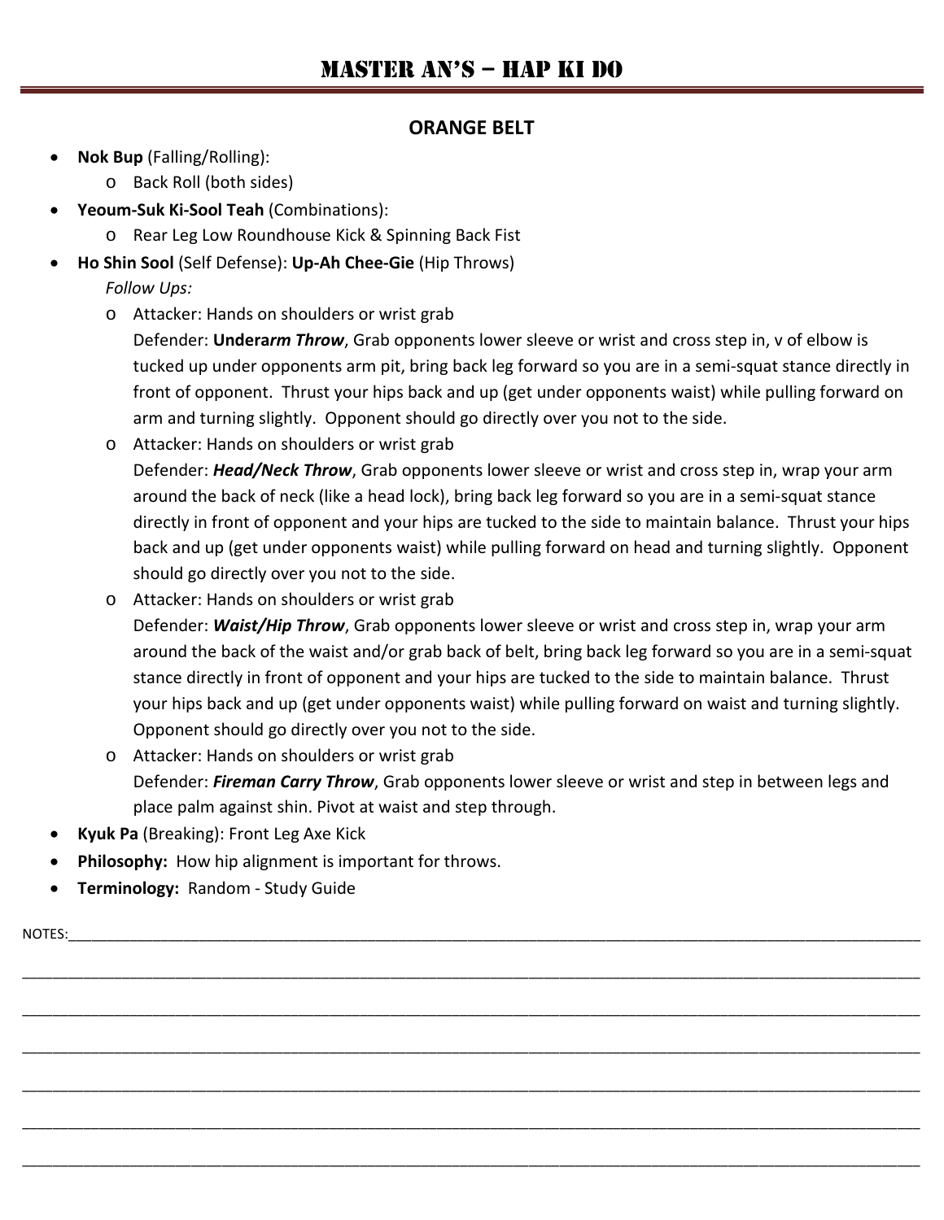## ORANGE BELT

- **Nok Bup** (Falling/Rolling):
  - Back Roll (both sides)
- **Yeoum-Suk Ki-Sool Teah** (Combinations):
  - Rear Leg Low Roundhouse Kick & Spinning Back Fist
- **Ho Shin Sool** (Self Defense): **Up-Ah Chee-Gie** (Hip Throws)

  *Follow Ups:*
  - Attacker: Hands on shoulders or wrist grab
    Defender: **Undera*rm Throw***, Grab opponents lower sleeve or wrist and cross step in, v of elbow is tucked up under opponents arm pit, bring back leg forward so you are in a semi-squat stance directly in front of opponent. Thrust your hips back and up (get under opponents waist) while pulling forward on arm and turning slightly. Opponent should go directly over you not to the side.
  - Attacker: Hands on shoulders or wrist grab
    Defender: ***Head/Neck Throw***, Grab opponents lower sleeve or wrist and cross step in, wrap your arm around the back of neck (like a head lock), bring back leg forward so you are in a semi-squat stance directly in front of opponent and your hips are tucked to the side to maintain balance. Thrust your hips back and up (get under opponents waist) while pulling forward on head and turning slightly. Opponent should go directly over you not to the side.
  - Attacker: Hands on shoulders or wrist grab
    Defender: ***Waist/Hip Throw***, Grab opponents lower sleeve or wrist and cross step in, wrap your arm around the back of the waist and/or grab back of belt, bring back leg forward so you are in a semi-squat stance directly in front of opponent and your hips are tucked to the side to maintain balance. Thrust your hips back and up (get under opponents waist) while pulling forward on waist and turning slightly. Opponent should go directly over you not to the side.
  - Attacker: Hands on shoulders or wrist grab
    Defender: ***Fireman Carry Throw***, Grab opponents lower sleeve or wrist and step in between legs and place palm against shin. Pivot at waist and step through.
- **Kyuk Pa** (Breaking): Front Leg Axe Kick
- **Philosophy:** How hip alignment is important for throws.
- **Terminology:** Random - Study Guide

NOTES:\_\_\_\_\_\_\_\_\_\_\_\_\_\_\_\_\_\_\_\_\_\_\_\_\_\_\_\_\_\_\_\_\_\_\_\_\_\_\_\_\_\_\_\_\_\_\_\_\_\_\_\_\_\_\_\_\_\_\_\_\_\_\_\_\_\_\_\_\_\_\_\_\_\_\_\_\_\_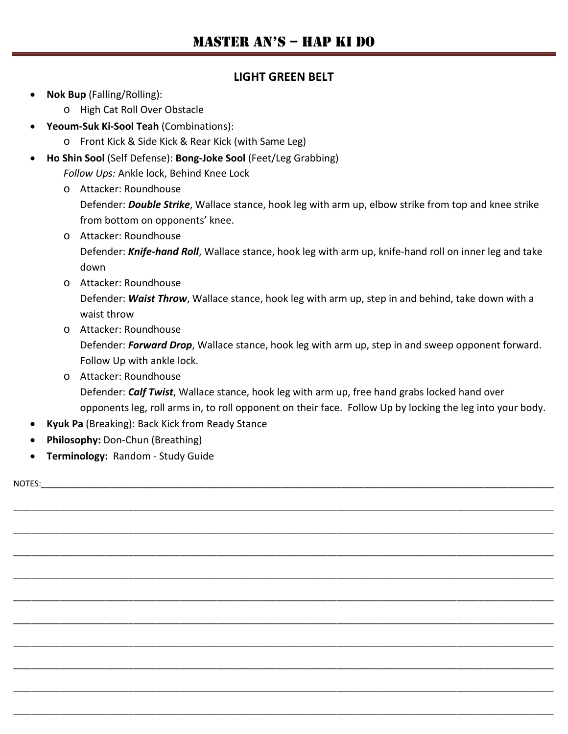## LIGHT GREEN BELT

- **Nok Bup** (Falling/Rolling):
  - High Cat Roll Over Obstacle
- **Yeoum-Suk Ki-Sool Teah** (Combinations):
  - Front Kick & Side Kick & Rear Kick (with Same Leg)
- **Ho Shin Sool** (Self Defense): **Bong-Joke Sool** (Feet/Leg Grabbing)
  *Follow Ups:* Ankle lock, Behind Knee Lock
  - Attacker: Roundhouse
    Defender: ***Double Strike***, Wallace stance, hook leg with arm up, elbow strike from top and knee strike from bottom on opponents' knee.
  - Attacker: Roundhouse
    Defender: ***Knife-hand Roll***, Wallace stance, hook leg with arm up, knife-hand roll on inner leg and take down
  - Attacker: Roundhouse
    Defender: ***Waist Throw***, Wallace stance, hook leg with arm up, step in and behind, take down with a waist throw
  - Attacker: Roundhouse
    Defender: ***Forward Drop***, Wallace stance, hook leg with arm up, step in and sweep opponent forward. Follow Up with ankle lock.
  - Attacker: Roundhouse
    Defender: ***Calf Twist***, Wallace stance, hook leg with arm up, free hand grabs locked hand over opponents leg, roll arms in, to roll opponent on their face. Follow Up by locking the leg into your body.
- **Kyuk Pa** (Breaking): Back Kick from Ready Stance
- **Philosophy:** Don-Chun (Breathing)
- **Terminology:** Random - Study Guide

NOTES:________________________________________________________________________________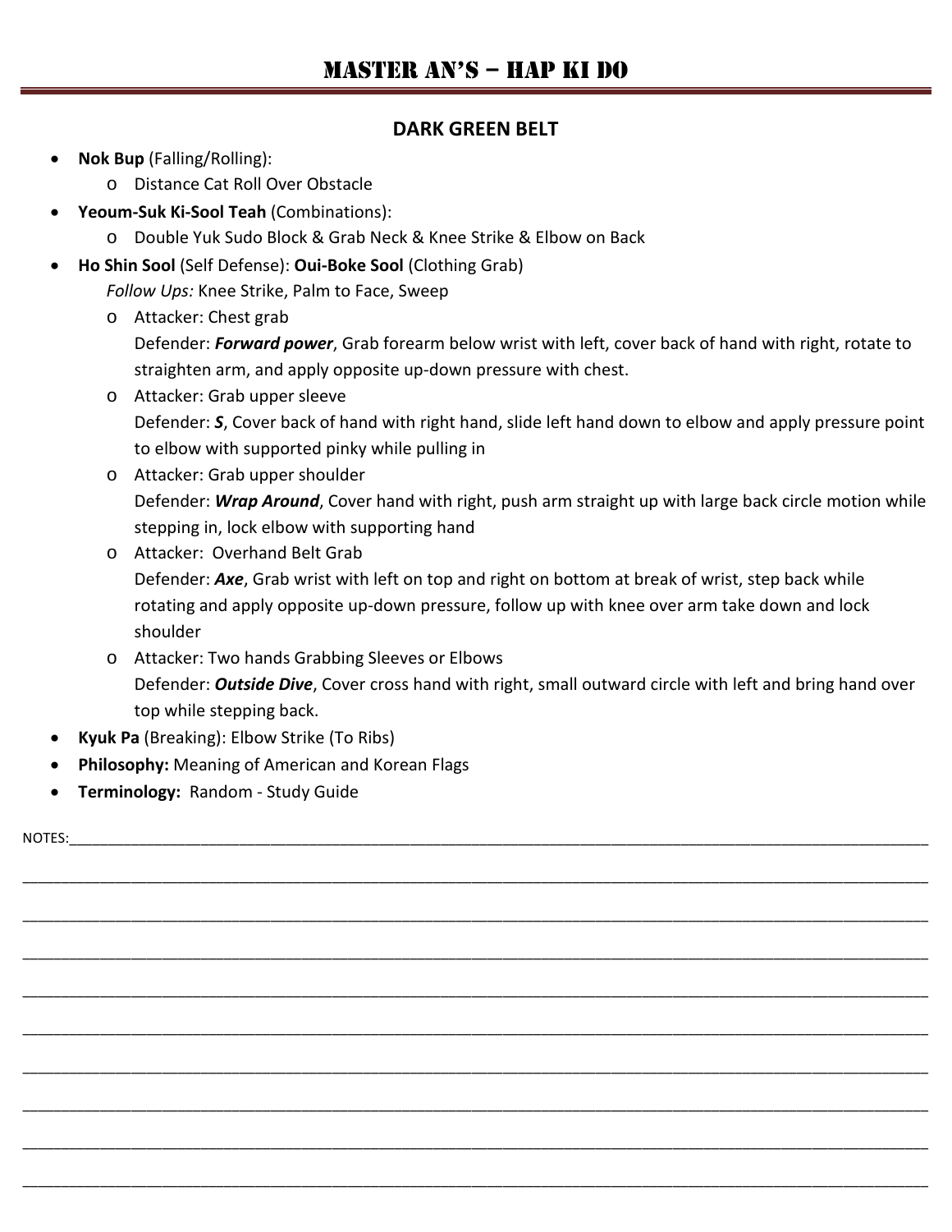## DARK GREEN BELT

- **Nok Bup** (Falling/Rolling):
  - Distance Cat Roll Over Obstacle
- **Yeoum-Suk Ki-Sool Teah** (Combinations):
  - Double Yuk Sudo Block & Grab Neck & Knee Strike & Elbow on Back
- **Ho Shin Sool** (Self Defense): **Oui-Boke Sool** (Clothing Grab)

  *Follow Ups:* Knee Strike, Palm to Face, Sweep
  - Attacker: Chest grab

    Defender: ***Forward power***, Grab forearm below wrist with left, cover back of hand with right, rotate to straighten arm, and apply opposite up-down pressure with chest.
  - Attacker: Grab upper sleeve

    Defender: ***S***, Cover back of hand with right hand, slide left hand down to elbow and apply pressure point to elbow with supported pinky while pulling in
  - Attacker: Grab upper shoulder

    Defender: ***Wrap Around***, Cover hand with right, push arm straight up with large back circle motion while stepping in, lock elbow with supporting hand
  - Attacker: Overhand Belt Grab

    Defender: ***Axe***, Grab wrist with left on top and right on bottom at break of wrist, step back while rotating and apply opposite up-down pressure, follow up with knee over arm take down and lock shoulder
  - Attacker: Two hands Grabbing Sleeves or Elbows

    Defender: ***Outside Dive***, Cover cross hand with right, small outward circle with left and bring hand over top while stepping back.
- **Kyuk Pa** (Breaking): Elbow Strike (To Ribs)
- **Philosophy:** Meaning of American and Korean Flags
- **Terminology:** Random - Study Guide

NOTES:___________________________________________________________________________

___________________________________________________________________________

___________________________________________________________________________

___________________________________________________________________________

___________________________________________________________________________

___________________________________________________________________________

___________________________________________________________________________

___________________________________________________________________________

___________________________________________________________________________

___________________________________________________________________________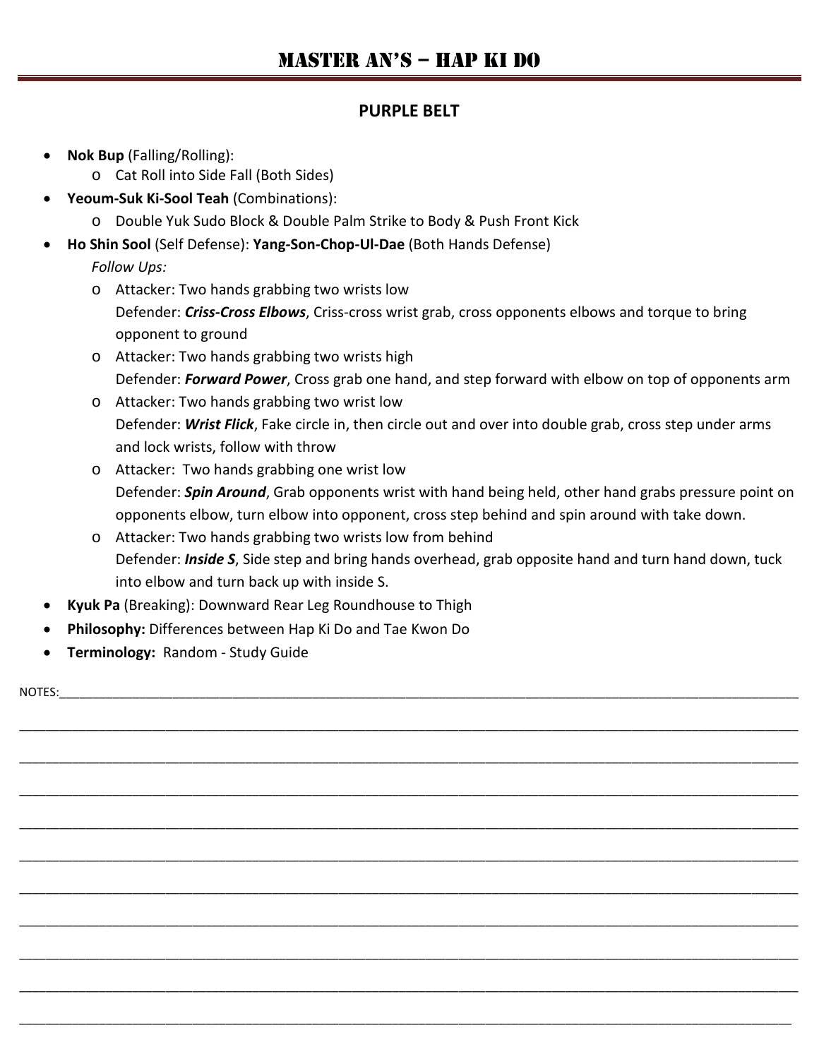# MASTER AN'S – HAP KI DO

## PURPLE BELT

- **Nok Bup** (Falling/Rolling):
  - Cat Roll into Side Fall (Both Sides)
- **Yeoum-Suk Ki-Sool Teah** (Combinations):
  - Double Yuk Sudo Block & Double Palm Strike to Body & Push Front Kick
- **Ho Shin Sool** (Self Defense): **Yang-Son-Chop-Ul-Dae** (Both Hands Defense)

  *Follow Ups:*
  - Attacker: Two hands grabbing two wrists low
    Defender: ***Criss-Cross Elbows***, Criss-cross wrist grab, cross opponents elbows and torque to bring opponent to ground
  - Attacker: Two hands grabbing two wrists high
    Defender: ***Forward Power***, Cross grab one hand, and step forward with elbow on top of opponents arm
  - Attacker: Two hands grabbing two wrist low
    Defender: ***Wrist Flick***, Fake circle in, then circle out and over into double grab, cross step under arms and lock wrists, follow with throw
  - Attacker: Two hands grabbing one wrist low
    Defender: ***Spin Around***, Grab opponents wrist with hand being held, other hand grabs pressure point on opponents elbow, turn elbow into opponent, cross step behind and spin around with take down.
  - Attacker: Two hands grabbing two wrists low from behind
    Defender: ***Inside S***, Side step and bring hands overhead, grab opposite hand and turn hand down, tuck into elbow and turn back up with inside S.
- **Kyuk Pa** (Breaking): Downward Rear Leg Roundhouse to Thigh
- **Philosophy:** Differences between Hap Ki Do and Tae Kwon Do
- **Terminology:** Random - Study Guide

NOTES:___________________________________________________________________________

___________________________________________________________________________

___________________________________________________________________________

___________________________________________________________________________

___________________________________________________________________________

___________________________________________________________________________

___________________________________________________________________________

___________________________________________________________________________

___________________________________________________________________________

___________________________________________________________________________

___________________________________________________________________________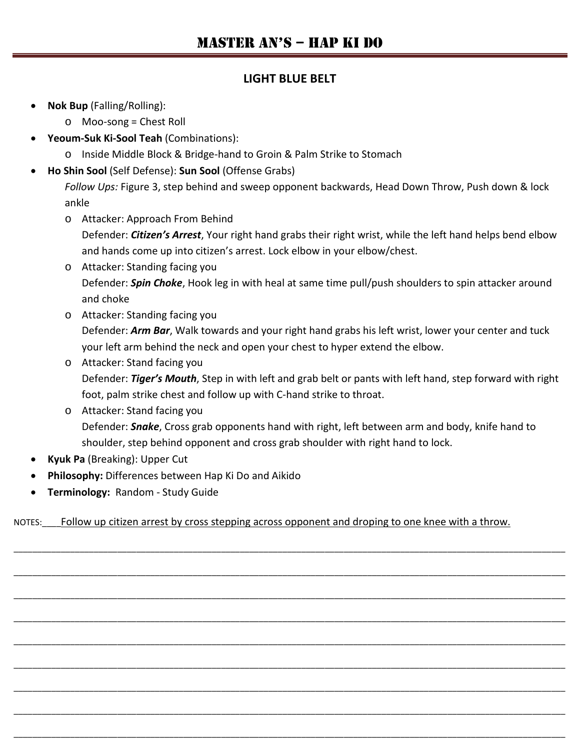# MASTER AN'S – HAP KI DO

## LIGHT BLUE BELT

- **Nok Bup** (Falling/Rolling):
  - Moo-song = Chest Roll
- **Yeoum-Suk Ki-Sool Teah** (Combinations):
  - Inside Middle Block & Bridge-hand to Groin & Palm Strike to Stomach
- **Ho Shin Sool** (Self Defense): **Sun Sool** (Offense Grabs)

  *Follow Ups:* Figure 3, step behind and sweep opponent backwards, Head Down Throw, Push down & lock ankle
  - Attacker: Approach From Behind
    Defender: ***Citizen's Arrest***, Your right hand grabs their right wrist, while the left hand helps bend elbow and hands come up into citizen's arrest. Lock elbow in your elbow/chest.
  - Attacker: Standing facing you
    Defender: ***Spin Choke***, Hook leg in with heal at same time pull/push shoulders to spin attacker around and choke
  - Attacker: Standing facing you
    Defender: ***Arm Bar***, Walk towards and your right hand grabs his left wrist, lower your center and tuck your left arm behind the neck and open your chest to hyper extend the elbow.
  - Attacker: Stand facing you
    Defender: ***Tiger's Mouth***, Step in with left and grab belt or pants with left hand, step forward with right foot, palm strike chest and follow up with C-hand strike to throat.
  - Attacker: Stand facing you
    Defender: ***Snake***, Cross grab opponents hand with right, left between arm and body, knife hand to shoulder, step behind opponent and cross grab shoulder with right hand to lock.
- **Kyuk Pa** (Breaking): Upper Cut
- **Philosophy:** Differences between Hap Ki Do and Aikido
- **Terminology:** Random - Study Guide

NOTES:___Follow up citizen arrest by cross stepping across opponent and droping to one knee with a throw.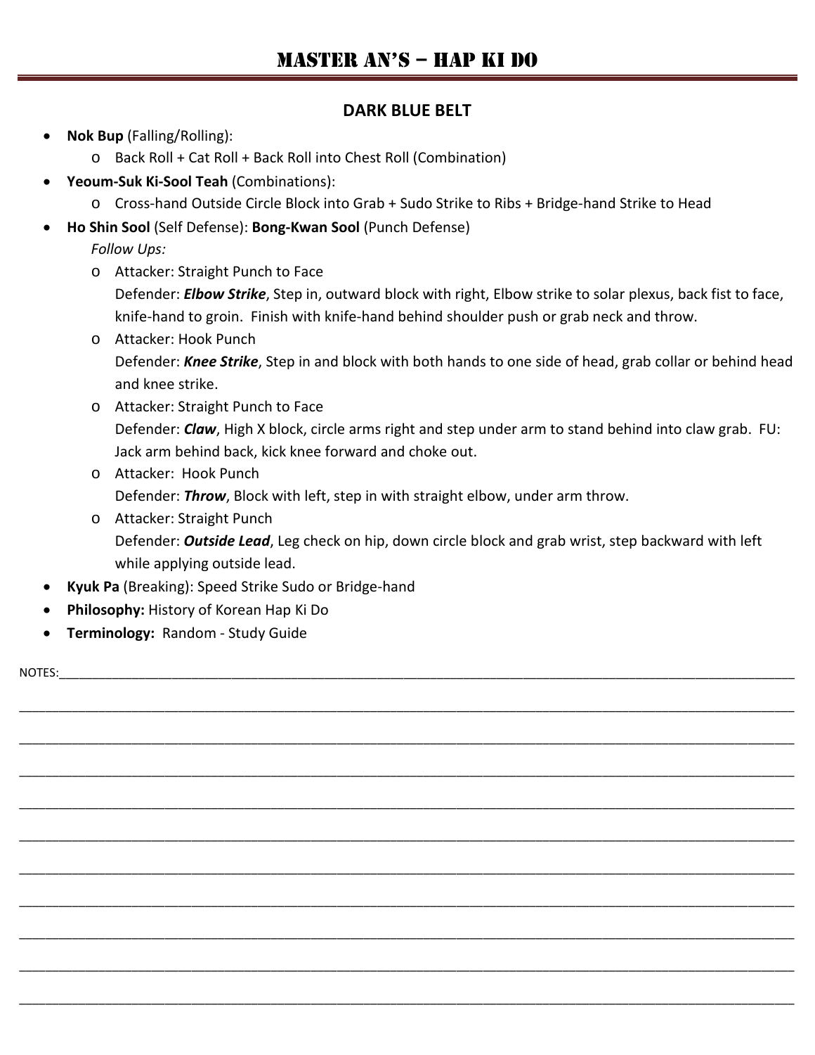# MASTER AN'S – HAP KI DO

## DARK BLUE BELT

- **Nok Bup** (Falling/Rolling):
  - Back Roll + Cat Roll + Back Roll into Chest Roll (Combination)
- **Yeoum-Suk Ki-Sool Teah** (Combinations):
  - Cross-hand Outside Circle Block into Grab + Sudo Strike to Ribs + Bridge-hand Strike to Head
- **Ho Shin Sool** (Self Defense): **Bong-Kwan Sool** (Punch Defense)

  *Follow Ups:*
  - Attacker: Straight Punch to Face
    Defender: ***Elbow Strike***, Step in, outward block with right, Elbow strike to solar plexus, back fist to face, knife-hand to groin. Finish with knife-hand behind shoulder push or grab neck and throw.
  - Attacker: Hook Punch
    Defender: ***Knee Strike***, Step in and block with both hands to one side of head, grab collar or behind head and knee strike.
  - Attacker: Straight Punch to Face
    Defender: ***Claw***, High X block, circle arms right and step under arm to stand behind into claw grab. FU: Jack arm behind back, kick knee forward and choke out.
  - Attacker: Hook Punch
    Defender: ***Throw***, Block with left, step in with straight elbow, under arm throw.
  - Attacker: Straight Punch
    Defender: ***Outside Lead***, Leg check on hip, down circle block and grab wrist, step backward with left while applying outside lead.
- **Kyuk Pa** (Breaking): Speed Strike Sudo or Bridge-hand
- **Philosophy:** History of Korean Hap Ki Do
- **Terminology:** Random - Study Guide

NOTES:___________________________________________________________________________

_________________________________________________________________________________

_________________________________________________________________________________

_________________________________________________________________________________

_________________________________________________________________________________

_________________________________________________________________________________

_________________________________________________________________________________

_________________________________________________________________________________

_________________________________________________________________________________

_________________________________________________________________________________

_________________________________________________________________________________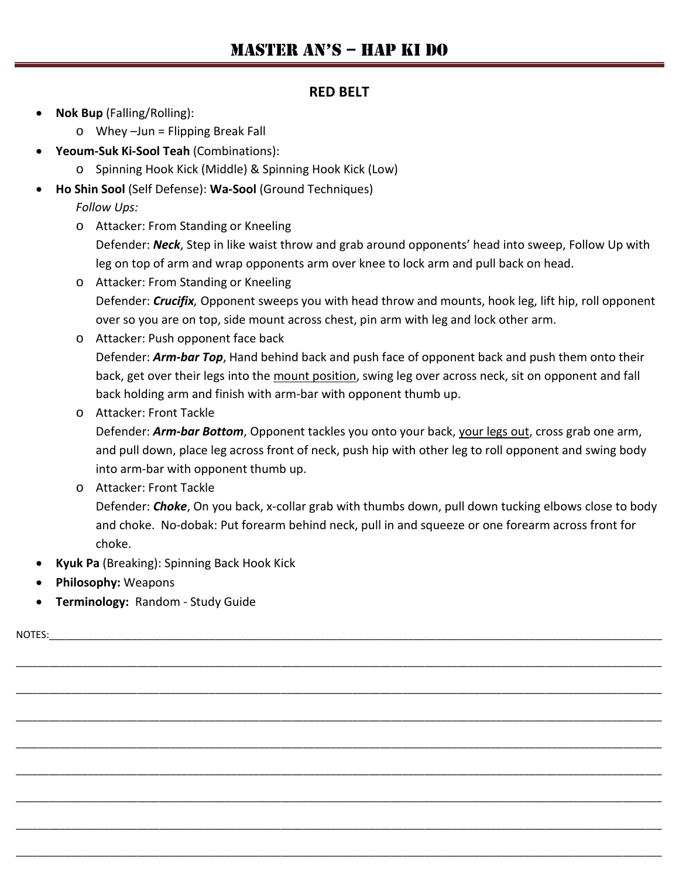# MASTER AN'S – HAP KI DO

## RED BELT

- **Nok Bup** (Falling/Rolling):
  - Whey –Jun = Flipping Break Fall
- **Yeoum-Suk Ki-Sool Teah** (Combinations):
  - Spinning Hook Kick (Middle) & Spinning Hook Kick (Low)
- **Ho Shin Sool** (Self Defense): **Wa-Sool** (Ground Techniques)
  *Follow Ups:*
  - Attacker: From Standing or Kneeling
    Defender: ***Neck***, Step in like waist throw and grab around opponents' head into sweep, Follow Up with leg on top of arm and wrap opponents arm over knee to lock arm and pull back on head.
  - Attacker: From Standing or Kneeling
    Defender: ***Crucifix,*** Opponent sweeps you with head throw and mounts, hook leg, lift hip, roll opponent over so you are on top, side mount across chest, pin arm with leg and lock other arm.
  - Attacker: Push opponent face back
    Defender: ***Arm-bar Top***, Hand behind back and push face of opponent back and push them onto their back, get over their legs into the <u>mount position</u>, swing leg over across neck, sit on opponent and fall back holding arm and finish with arm-bar with opponent thumb up.
  - Attacker: Front Tackle
    Defender: ***Arm-bar Bottom***, Opponent tackles you onto your back, <u>your legs out</u>, cross grab one arm, and pull down, place leg across front of neck, push hip with other leg to roll opponent and swing body into arm-bar with opponent thumb up.
  - Attacker: Front Tackle
    Defender: ***Choke***, On you back, x-collar grab with thumbs down, pull down tucking elbows close to body and choke. No-dobak: Put forearm behind neck, pull in and squeeze or one forearm across front for choke.
- **Kyuk Pa** (Breaking): Spinning Back Hook Kick
- **Philosophy:** Weapons
- **Terminology:** Random - Study Guide

NOTES:\_\_\_\_\_\_\_\_\_\_\_\_\_\_\_\_\_\_\_\_\_\_\_\_\_\_\_\_\_\_\_\_\_\_\_\_\_\_\_\_\_\_\_\_\_\_\_\_\_\_\_\_\_\_\_\_\_\_\_\_\_\_\_\_\_\_\_\_\_\_\_\_\_\_\_\_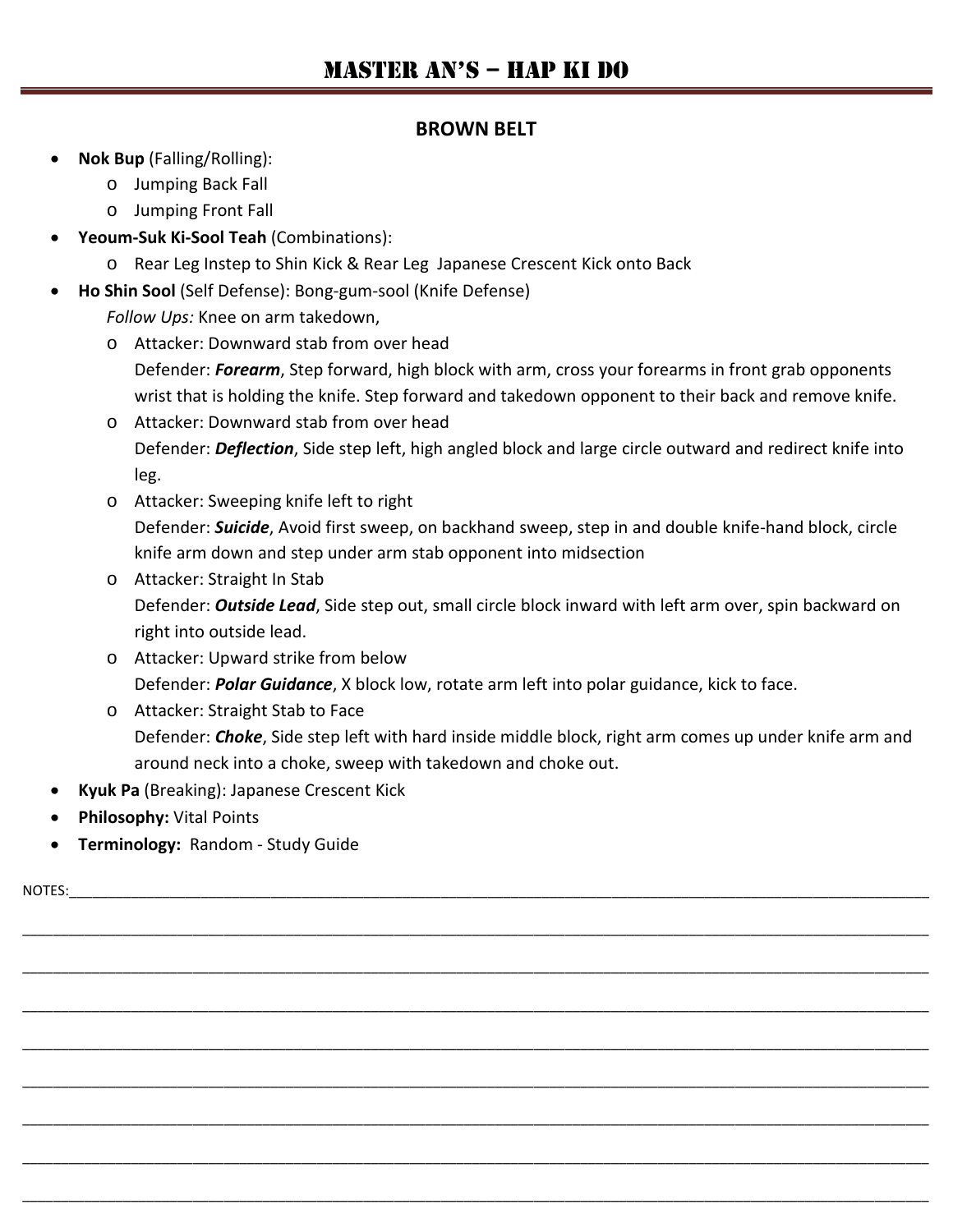## BROWN BELT

- **Nok Bup** (Falling/Rolling):
  - Jumping Back Fall
  - Jumping Front Fall
- **Yeoum-Suk Ki-Sool Teah** (Combinations):
  - Rear Leg Instep to Shin Kick & Rear Leg Japanese Crescent Kick onto Back
- **Ho Shin Sool** (Self Defense): Bong-gum-sool (Knife Defense)

  *Follow Ups:* Knee on arm takedown,
  - Attacker: Downward stab from over head
    Defender: ***Forearm***, Step forward, high block with arm, cross your forearms in front grab opponents wrist that is holding the knife. Step forward and takedown opponent to their back and remove knife.
  - Attacker: Downward stab from over head
    Defender: ***Deflection***, Side step left, high angled block and large circle outward and redirect knife into leg.
  - Attacker: Sweeping knife left to right
    Defender: ***Suicide***, Avoid first sweep, on backhand sweep, step in and double knife-hand block, circle knife arm down and step under arm stab opponent into midsection
  - Attacker: Straight In Stab
    Defender: ***Outside Lead***, Side step out, small circle block inward with left arm over, spin backward on right into outside lead.
  - Attacker: Upward strike from below
    Defender: ***Polar Guidance***, X block low, rotate arm left into polar guidance, kick to face.
  - Attacker: Straight Stab to Face
    Defender: ***Choke***, Side step left with hard inside middle block, right arm comes up under knife arm and around neck into a choke, sweep with takedown and choke out.
- **Kyuk Pa** (Breaking): Japanese Crescent Kick
- **Philosophy:** Vital Points
- **Terminology:** Random - Study Guide

NOTES:_______________________________________________________________________________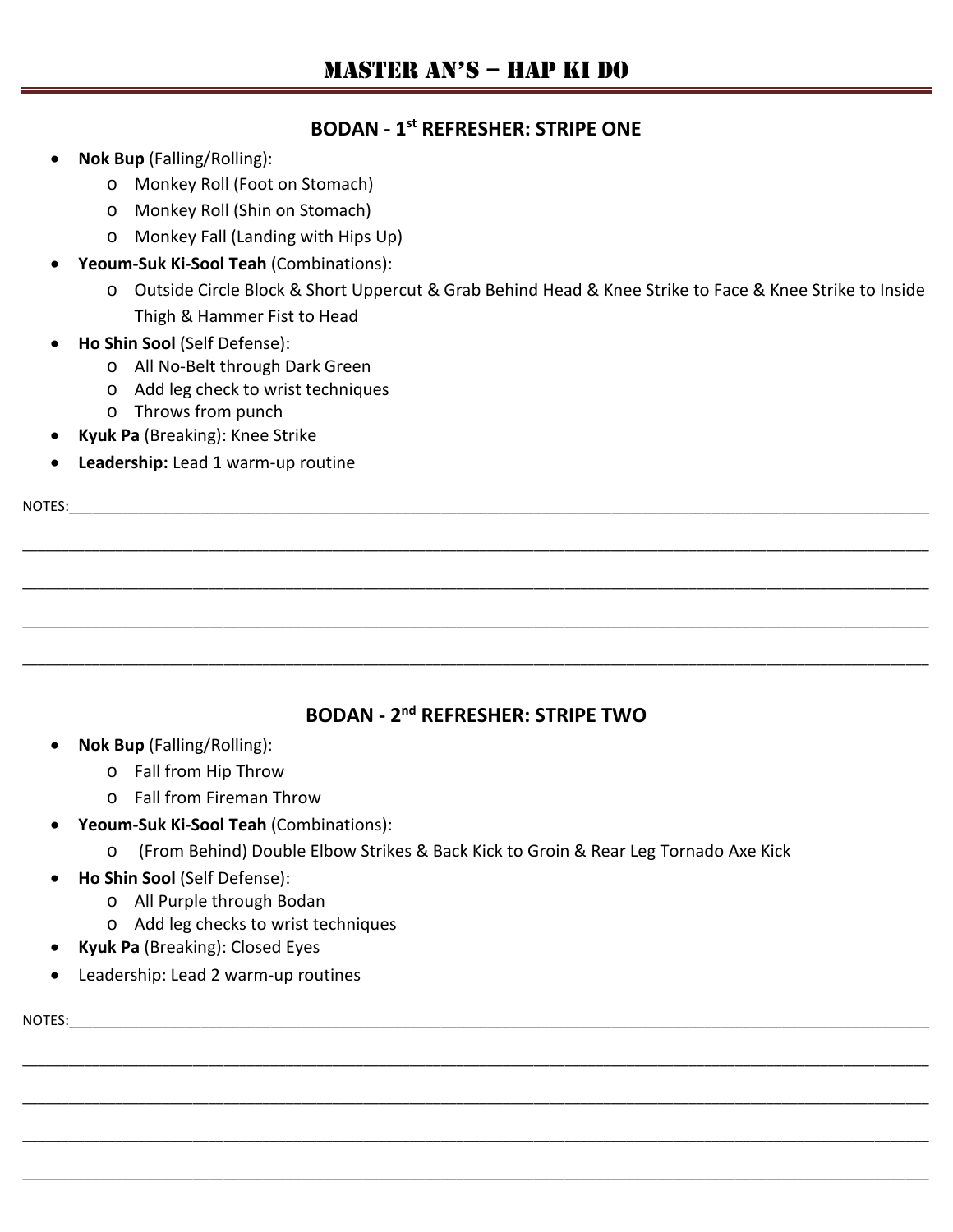## BODAN - 1st REFRESHER: STRIPE ONE

- **Nok Bup** (Falling/Rolling):
  - Monkey Roll (Foot on Stomach)
  - Monkey Roll (Shin on Stomach)
  - Monkey Fall (Landing with Hips Up)
- **Yeoum-Suk Ki-Sool Teah** (Combinations):
  - Outside Circle Block & Short Uppercut & Grab Behind Head & Knee Strike to Face & Knee Strike to Inside Thigh & Hammer Fist to Head
- **Ho Shin Sool** (Self Defense):
  - All No-Belt through Dark Green
  - Add leg check to wrist techniques
  - Throws from punch
- **Kyuk Pa** (Breaking): Knee Strike
- **Leadership:** Lead 1 warm-up routine

NOTES:____________________________________________________________________________

__________________________________________________________________________________

__________________________________________________________________________________

__________________________________________________________________________________

__________________________________________________________________________________

## BODAN - 2nd REFRESHER: STRIPE TWO

- **Nok Bup** (Falling/Rolling):
  - Fall from Hip Throw
  - Fall from Fireman Throw
- **Yeoum-Suk Ki-Sool Teah** (Combinations):
  - (From Behind) Double Elbow Strikes & Back Kick to Groin & Rear Leg Tornado Axe Kick
- **Ho Shin Sool** (Self Defense):
  - All Purple through Bodan
  - Add leg checks to wrist techniques
- **Kyuk Pa** (Breaking): Closed Eyes
- Leadership: Lead 2 warm-up routines

NOTES:____________________________________________________________________________

__________________________________________________________________________________

__________________________________________________________________________________

__________________________________________________________________________________

__________________________________________________________________________________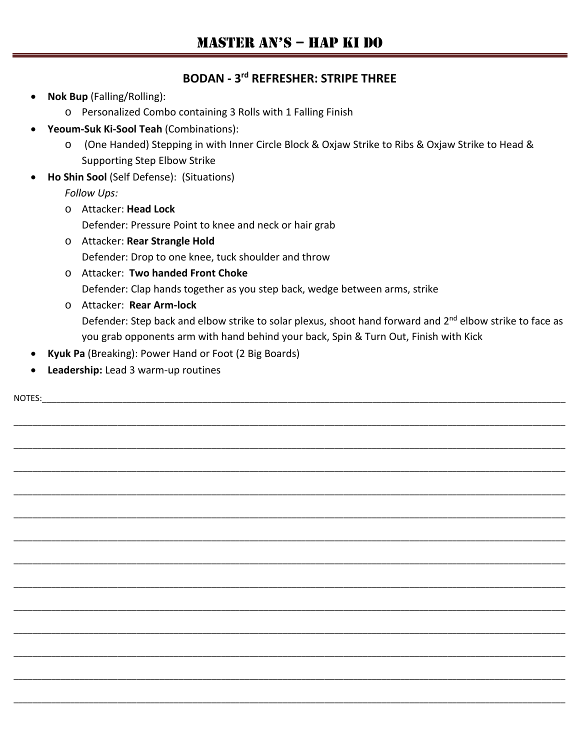# MASTER AN'S – HAP KI DO

## BODAN - 3rd REFRESHER: STRIPE THREE

- **Nok Bup** (Falling/Rolling):
  - Personalized Combo containing 3 Rolls with 1 Falling Finish
- **Yeoum-Suk Ki-Sool Teah** (Combinations):
  - (One Handed) Stepping in with Inner Circle Block & Oxjaw Strike to Ribs & Oxjaw Strike to Head & Supporting Step Elbow Strike
- **Ho Shin Sool** (Self Defense): (Situations)

  *Follow Ups:*
  - Attacker: **Head Lock**
    Defender: Pressure Point to knee and neck or hair grab
  - Attacker: **Rear Strangle Hold**
    Defender: Drop to one knee, tuck shoulder and throw
  - Attacker: **Two handed Front Choke**
    Defender: Clap hands together as you step back, wedge between arms, strike
  - Attacker: **Rear Arm-lock**
    Defender: Step back and elbow strike to solar plexus, shoot hand forward and 2nd elbow strike to face as you grab opponents arm with hand behind your back, Spin & Turn Out, Finish with Kick
- **Kyuk Pa** (Breaking): Power Hand or Foot (2 Big Boards)
- **Leadership:** Lead 3 warm-up routines

NOTES:_______________________________________________________________________________________________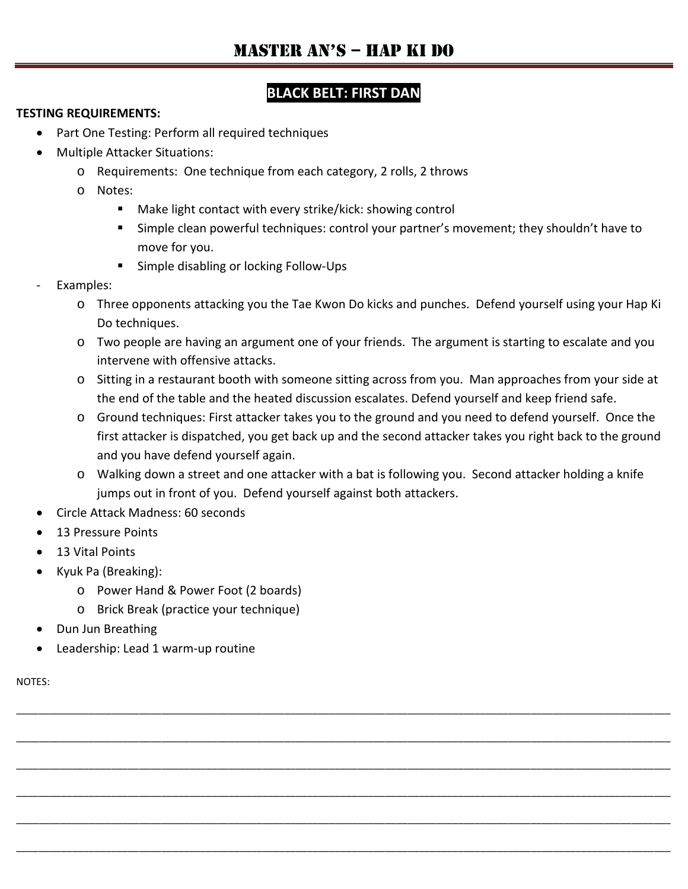# MASTER AN'S – HAP KI DO

## BLACK BELT: FIRST DAN

**TESTING REQUIREMENTS:**

- Part One Testing: Perform all required techniques
- Multiple Attacker Situations:
  - Requirements: One technique from each category, 2 rolls, 2 throws
  - Notes:
    - Make light contact with every strike/kick: showing control
    - Simple clean powerful techniques: control your partner's movement; they shouldn't have to move for you.
    - Simple disabling or locking Follow-Ups
- Examples:
  - Three opponents attacking you the Tae Kwon Do kicks and punches. Defend yourself using your Hap Ki Do techniques.
  - Two people are having an argument one of your friends. The argument is starting to escalate and you intervene with offensive attacks.
  - Sitting in a restaurant booth with someone sitting across from you. Man approaches from your side at the end of the table and the heated discussion escalates. Defend yourself and keep friend safe.
  - Ground techniques: First attacker takes you to the ground and you need to defend yourself. Once the first attacker is dispatched, you get back up and the second attacker takes you right back to the ground and you have defend yourself again.
  - Walking down a street and one attacker with a bat is following you. Second attacker holding a knife jumps out in front of you. Defend yourself against both attackers.
- Circle Attack Madness: 60 seconds
- 13 Pressure Points
- 13 Vital Points
- Kyuk Pa (Breaking):
  - Power Hand & Power Foot (2 boards)
  - Brick Break (practice your technique)
- Dun Jun Breathing
- Leadership: Lead 1 warm-up routine

NOTES:

______________________________________________________________________________

______________________________________________________________________________

______________________________________________________________________________

______________________________________________________________________________

______________________________________________________________________________

______________________________________________________________________________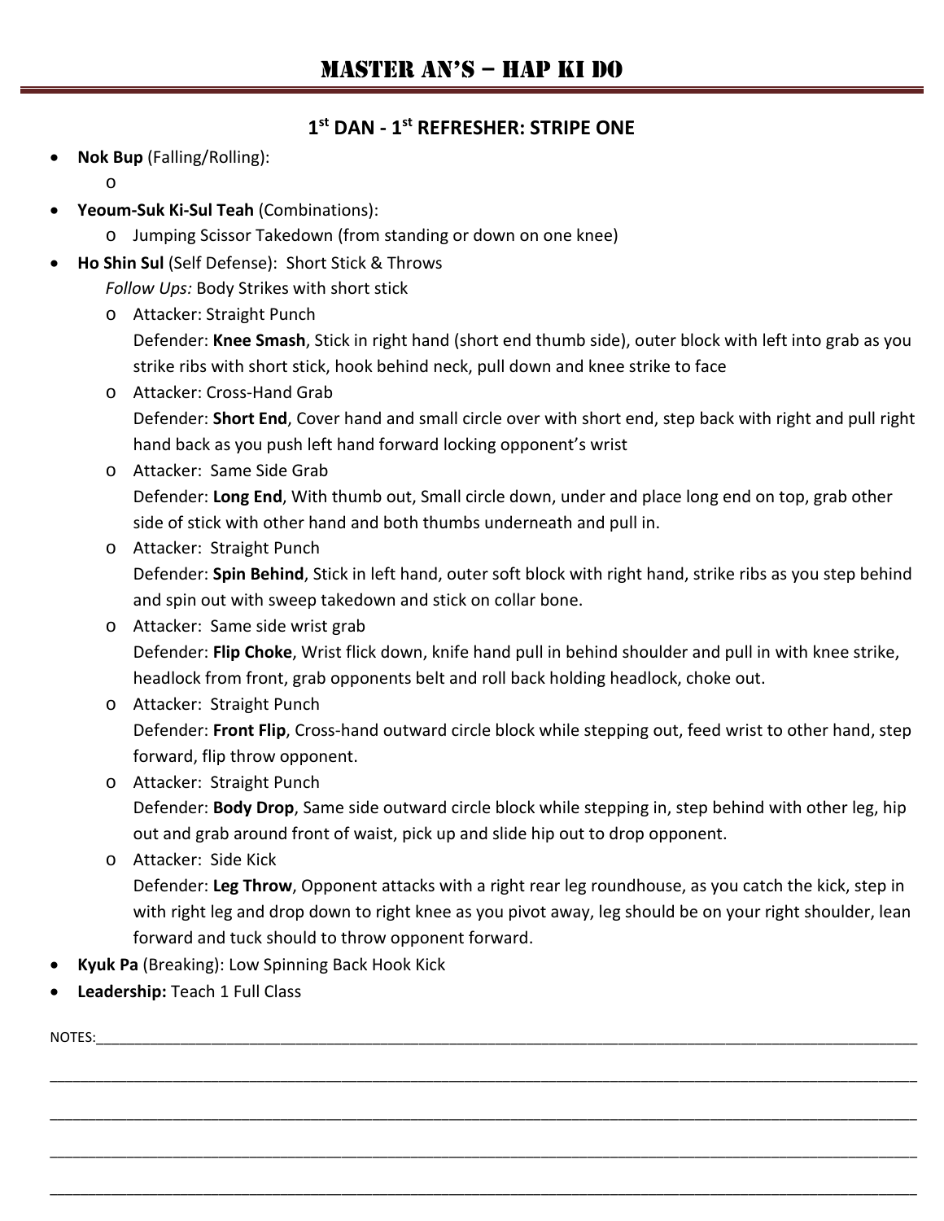# MASTER AN'S – HAP KI DO

## 1st DAN - 1st REFRESHER: STRIPE ONE

- **Nok Bup** (Falling/Rolling):
  - 
- **Yeoum-Suk Ki-Sul Teah** (Combinations):
  - Jumping Scissor Takedown (from standing or down on one knee)
- **Ho Shin Sul** (Self Defense): Short Stick & Throws
  *Follow Ups:* Body Strikes with short stick
  - Attacker: Straight Punch
    Defender: **Knee Smash**, Stick in right hand (short end thumb side), outer block with left into grab as you strike ribs with short stick, hook behind neck, pull down and knee strike to face
  - Attacker: Cross-Hand Grab
    Defender: **Short End**, Cover hand and small circle over with short end, step back with right and pull right hand back as you push left hand forward locking opponent's wrist
  - Attacker: Same Side Grab
    Defender: **Long End**, With thumb out, Small circle down, under and place long end on top, grab other side of stick with other hand and both thumbs underneath and pull in.
  - Attacker: Straight Punch
    Defender: **Spin Behind**, Stick in left hand, outer soft block with right hand, strike ribs as you step behind and spin out with sweep takedown and stick on collar bone.
  - Attacker: Same side wrist grab
    Defender: **Flip Choke**, Wrist flick down, knife hand pull in behind shoulder and pull in with knee strike, headlock from front, grab opponents belt and roll back holding headlock, choke out.
  - Attacker: Straight Punch
    Defender: **Front Flip**, Cross-hand outward circle block while stepping out, feed wrist to other hand, step forward, flip throw opponent.
  - Attacker: Straight Punch
    Defender: **Body Drop**, Same side outward circle block while stepping in, step behind with other leg, hip out and grab around front of waist, pick up and slide hip out to drop opponent.
  - Attacker: Side Kick
    Defender: **Leg Throw**, Opponent attacks with a right rear leg roundhouse, as you catch the kick, step in with right leg and drop down to right knee as you pivot away, leg should be on your right shoulder, lean forward and tuck should to throw opponent forward.
- **Kyuk Pa** (Breaking): Low Spinning Back Hook Kick
- **Leadership:** Teach 1 Full Class

NOTES:___________________________________________________________________________________________

___________________________________________________________________________________________________

___________________________________________________________________________________________________

___________________________________________________________________________________________________

___________________________________________________________________________________________________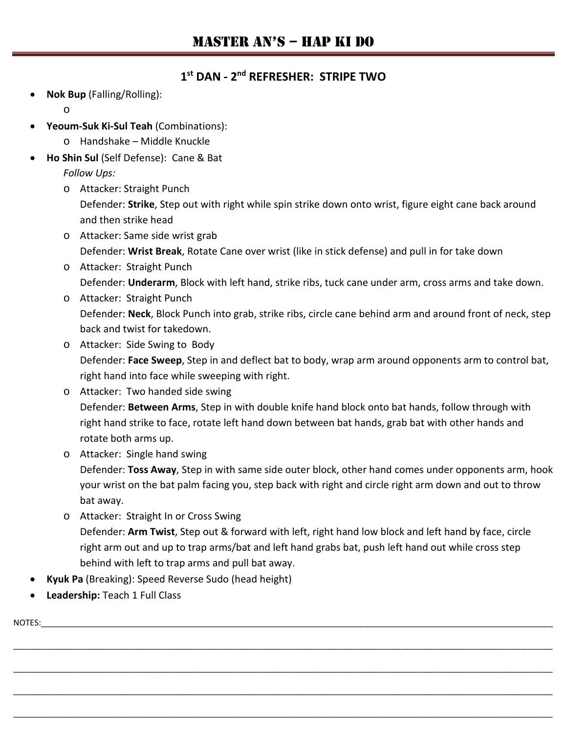# MASTER AN'S – HAP KI DO

## 1st DAN - 2nd REFRESHER: STRIPE TWO

- **Nok Bup** (Falling/Rolling):
  - 
- **Yeoum-Suk Ki-Sul Teah** (Combinations):
  - Handshake – Middle Knuckle
- **Ho Shin Sul** (Self Defense): Cane & Bat

  *Follow Ups:*
  - Attacker: Straight Punch
    Defender: **Strike**, Step out with right while spin strike down onto wrist, figure eight cane back around and then strike head
  - Attacker: Same side wrist grab
    Defender: **Wrist Break**, Rotate Cane over wrist (like in stick defense) and pull in for take down
  - Attacker: Straight Punch
    Defender: **Underarm**, Block with left hand, strike ribs, tuck cane under arm, cross arms and take down.
  - Attacker: Straight Punch
    Defender: **Neck**, Block Punch into grab, strike ribs, circle cane behind arm and around front of neck, step back and twist for takedown.
  - Attacker: Side Swing to Body
    Defender: **Face Sweep**, Step in and deflect bat to body, wrap arm around opponents arm to control bat, right hand into face while sweeping with right.
  - Attacker: Two handed side swing
    Defender: **Between Arms**, Step in with double knife hand block onto bat hands, follow through with right hand strike to face, rotate left hand down between bat hands, grab bat with other hands and rotate both arms up.
  - Attacker: Single hand swing
    Defender: **Toss Away**, Step in with same side outer block, other hand comes under opponents arm, hook your wrist on the bat palm facing you, step back with right and circle right arm down and out to throw bat away.
  - Attacker: Straight In or Cross Swing
    Defender: **Arm Twist**, Step out & forward with left, right hand low block and left hand by face, circle right arm out and up to trap arms/bat and left hand grabs bat, push left hand out while cross step behind with left to trap arms and pull bat away.
- **Kyuk Pa** (Breaking): Speed Reverse Sudo (head height)
- **Leadership:** Teach 1 Full Class

NOTES:\_\_\_\_\_\_\_\_\_\_\_\_\_\_\_\_\_\_\_\_\_\_\_\_\_\_\_\_\_\_\_\_\_\_\_\_\_\_\_\_\_\_\_\_\_\_\_\_\_\_\_\_\_\_\_\_\_\_\_\_\_\_\_\_\_\_\_\_\_\_\_\_\_\_\_\_\_\_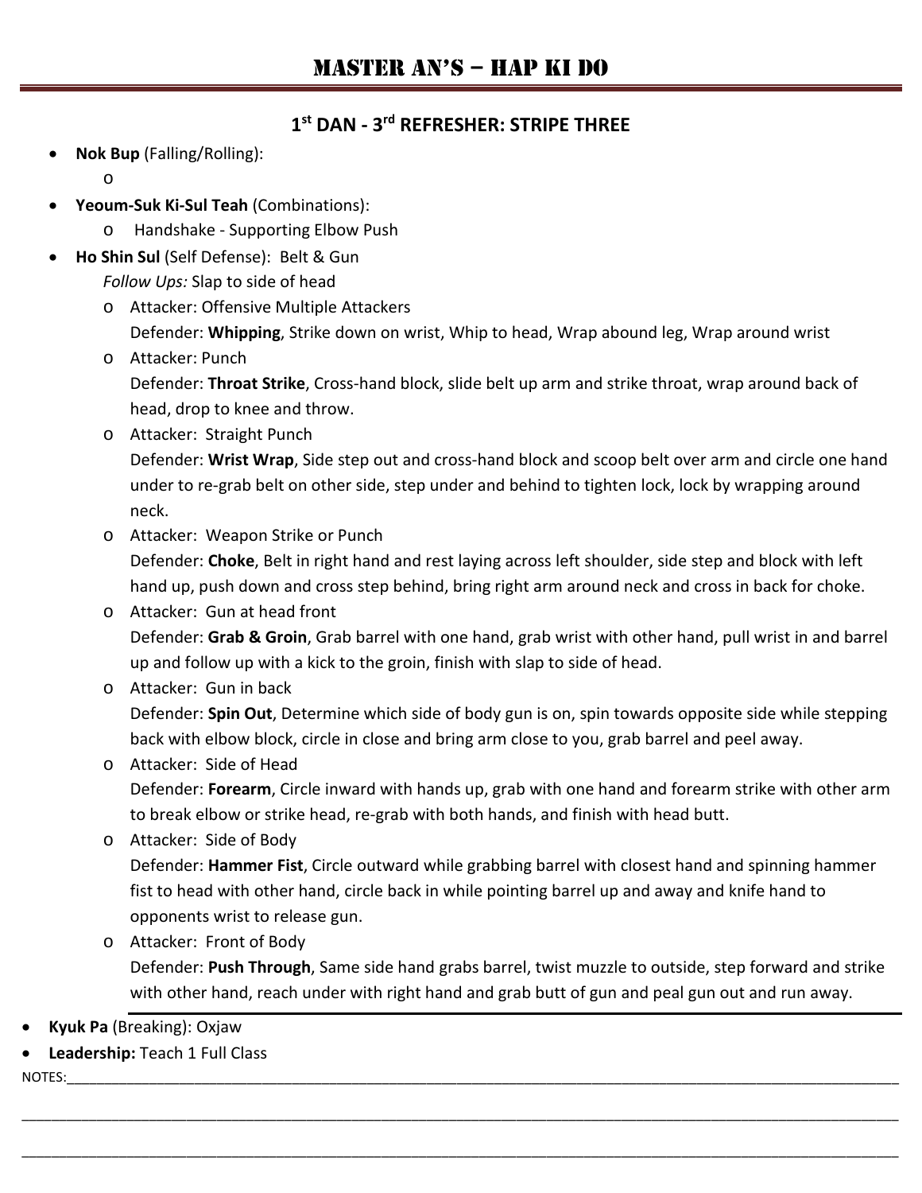# MASTER AN'S – HAP KI DO

## 1st DAN - 3rd REFRESHER: STRIPE THREE

- **Nok Bup** (Falling/Rolling):
  - 
- **Yeoum-Suk Ki-Sul Teah** (Combinations):
  - Handshake - Supporting Elbow Push
- **Ho Shin Sul** (Self Defense): Belt & Gun
  *Follow Ups:* Slap to side of head
  - Attacker: Offensive Multiple Attackers
    Defender: **Whipping**, Strike down on wrist, Whip to head, Wrap abound leg, Wrap around wrist
  - Attacker: Punch
    Defender: **Throat Strike**, Cross-hand block, slide belt up arm and strike throat, wrap around back of head, drop to knee and throw.
  - Attacker: Straight Punch
    Defender: **Wrist Wrap**, Side step out and cross-hand block and scoop belt over arm and circle one hand under to re-grab belt on other side, step under and behind to tighten lock, lock by wrapping around neck.
  - Attacker: Weapon Strike or Punch
    Defender: **Choke**, Belt in right hand and rest laying across left shoulder, side step and block with left hand up, push down and cross step behind, bring right arm around neck and cross in back for choke.
  - Attacker: Gun at head front
    Defender: **Grab & Groin**, Grab barrel with one hand, grab wrist with other hand, pull wrist in and barrel up and follow up with a kick to the groin, finish with slap to side of head.
  - Attacker: Gun in back
    Defender: **Spin Out**, Determine which side of body gun is on, spin towards opposite side while stepping back with elbow block, circle in close and bring arm close to you, grab barrel and peel away.
  - Attacker: Side of Head
    Defender: **Forearm**, Circle inward with hands up, grab with one hand and forearm strike with other arm to break elbow or strike head, re-grab with both hands, and finish with head butt.
  - Attacker: Side of Body
    Defender: **Hammer Fist**, Circle outward while grabbing barrel with closest hand and spinning hammer fist to head with other hand, circle back in while pointing barrel up and away and knife hand to opponents wrist to release gun.
  - Attacker: Front of Body
    Defender: **Push Through**, Same side hand grabs barrel, twist muzzle to outside, step forward and strike with other hand, reach under with right hand and grab butt of gun and peal gun out and run away.
- **Kyuk Pa** (Breaking): Oxjaw
- **Leadership:** Teach 1 Full Class

NOTES:___________________________________________________________________________

___________________________________________________________________________

___________________________________________________________________________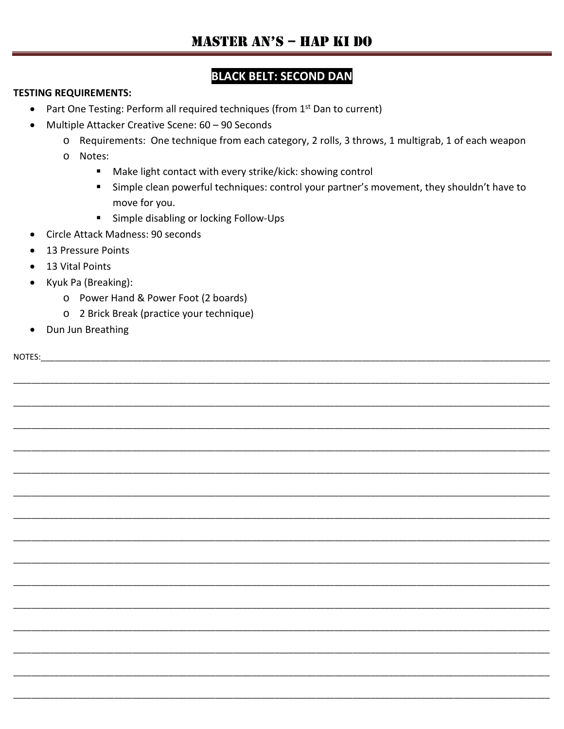# MASTER AN'S – HAP KI DO

## BLACK BELT: SECOND DAN

**TESTING REQUIREMENTS:**

- Part One Testing: Perform all required techniques (from 1st Dan to current)
- Multiple Attacker Creative Scene: 60 – 90 Seconds
    - Requirements: One technique from each category, 2 rolls, 3 throws, 1 multigrab, 1 of each weapon
    - Notes:
        - Make light contact with every strike/kick: showing control
        - Simple clean powerful techniques: control your partner's movement, they shouldn't have to move for you.
        - Simple disabling or locking Follow-Ups
- Circle Attack Madness: 90 seconds
- 13 Pressure Points
- 13 Vital Points
- Kyuk Pa (Breaking):
    - Power Hand & Power Foot (2 boards)
    - 2 Brick Break (practice your technique)
- Dun Jun Breathing

NOTES:______________________________________________________________________________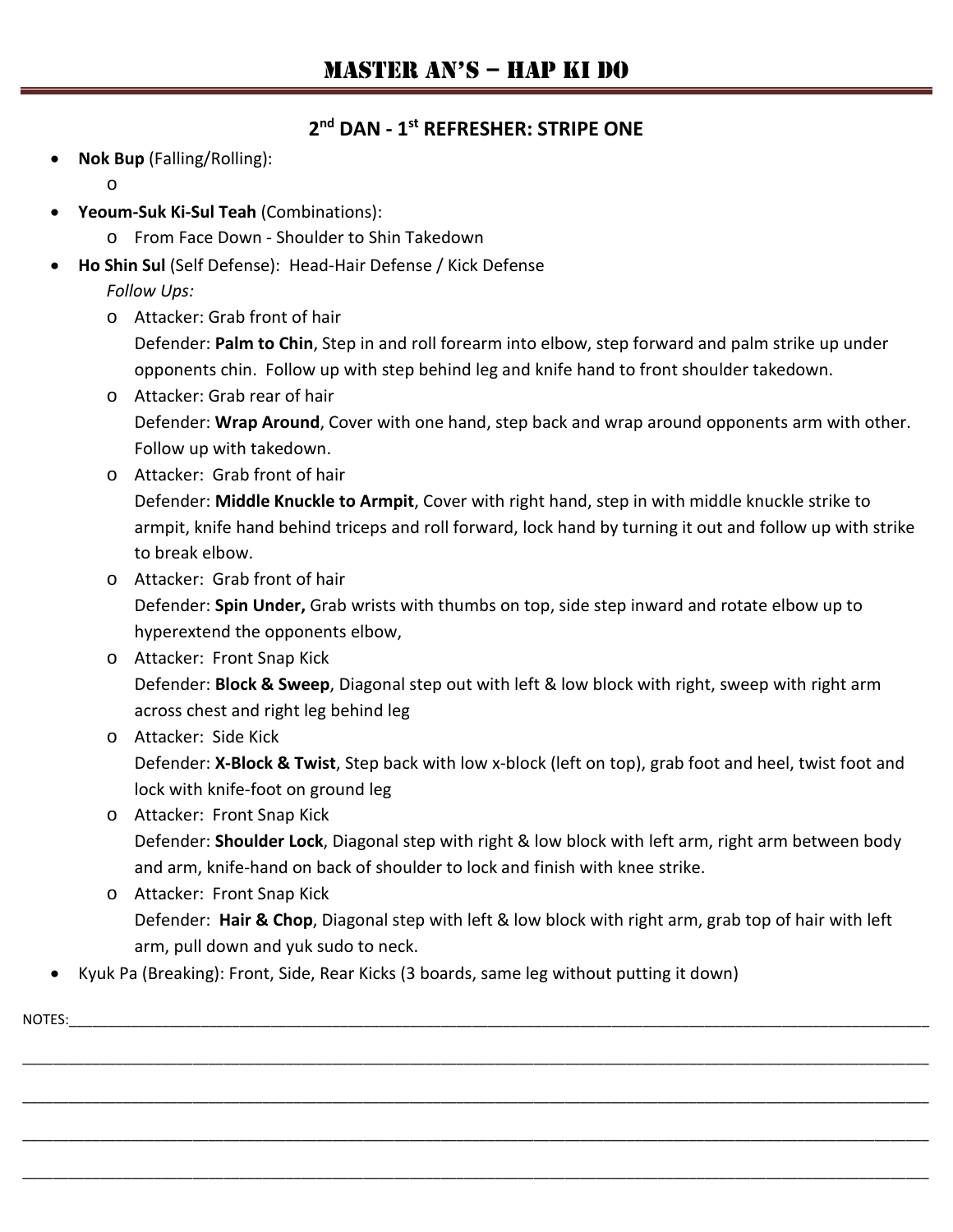# MASTER AN'S – HAP KI DO

## 2nd DAN - 1st REFRESHER: STRIPE ONE

- **Nok Bup** (Falling/Rolling):
  - 
- **Yeoum-Suk Ki-Sul Teah** (Combinations):
  - From Face Down - Shoulder to Shin Takedown
- **Ho Shin Sul** (Self Defense): Head-Hair Defense / Kick Defense

  *Follow Ups:*
  - Attacker: Grab front of hair

    Defender: **Palm to Chin**, Step in and roll forearm into elbow, step forward and palm strike up under opponents chin. Follow up with step behind leg and knife hand to front shoulder takedown.
  - Attacker: Grab rear of hair

    Defender: **Wrap Around**, Cover with one hand, step back and wrap around opponents arm with other. Follow up with takedown.
  - Attacker: Grab front of hair

    Defender: **Middle Knuckle to Armpit**, Cover with right hand, step in with middle knuckle strike to armpit, knife hand behind triceps and roll forward, lock hand by turning it out and follow up with strike to break elbow.
  - Attacker: Grab front of hair

    Defender: **Spin Under,** Grab wrists with thumbs on top, side step inward and rotate elbow up to hyperextend the opponents elbow,
  - Attacker: Front Snap Kick

    Defender: **Block & Sweep**, Diagonal step out with left & low block with right, sweep with right arm across chest and right leg behind leg
  - Attacker: Side Kick

    Defender: **X-Block & Twist**, Step back with low x-block (left on top), grab foot and heel, twist foot and lock with knife-foot on ground leg
  - Attacker: Front Snap Kick

    Defender: **Shoulder Lock**, Diagonal step with right & low block with left arm, right arm between body and arm, knife-hand on back of shoulder to lock and finish with knee strike.
  - Attacker: Front Snap Kick

    Defender: **Hair & Chop**, Diagonal step with left & low block with right arm, grab top of hair with left arm, pull down and yuk sudo to neck.
- Kyuk Pa (Breaking): Front, Side, Rear Kicks (3 boards, same leg without putting it down)

NOTES:\_\_\_\_\_\_\_\_\_\_\_\_\_\_\_\_\_\_\_\_\_\_\_\_\_\_\_\_\_\_\_\_\_\_\_\_\_\_\_\_\_\_\_\_\_\_\_\_\_\_\_\_\_\_\_\_\_\_\_\_\_\_\_\_\_\_\_\_\_\_\_\_\_\_\_\_\_\_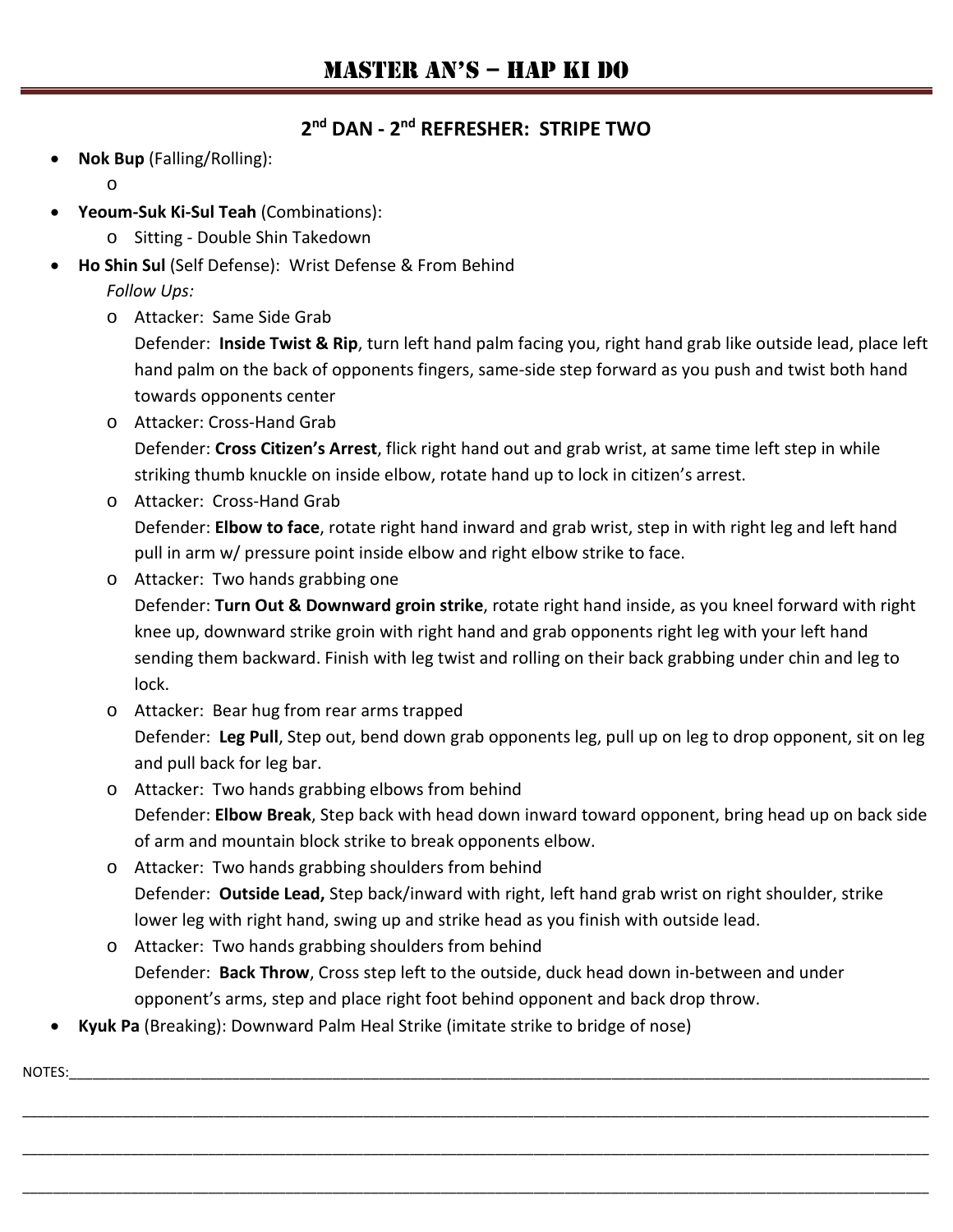# MASTER AN'S – HAP KI DO

## 2nd DAN - 2nd REFRESHER: STRIPE TWO

- **Nok Bup** (Falling/Rolling):
  - 
- **Yeoum-Suk Ki-Sul Teah** (Combinations):
  - Sitting - Double Shin Takedown
- **Ho Shin Sul** (Self Defense): Wrist Defense & From Behind

  *Follow Ups:*
  - Attacker: Same Side Grab

    Defender: **Inside Twist & Rip**, turn left hand palm facing you, right hand grab like outside lead, place left hand palm on the back of opponents fingers, same-side step forward as you push and twist both hand towards opponents center
  - Attacker: Cross-Hand Grab

    Defender: **Cross Citizen's Arrest**, flick right hand out and grab wrist, at same time left step in while striking thumb knuckle on inside elbow, rotate hand up to lock in citizen's arrest.
  - Attacker: Cross-Hand Grab

    Defender: **Elbow to face**, rotate right hand inward and grab wrist, step in with right leg and left hand pull in arm w/ pressure point inside elbow and right elbow strike to face.
  - Attacker: Two hands grabbing one

    Defender: **Turn Out & Downward groin strike**, rotate right hand inside, as you kneel forward with right knee up, downward strike groin with right hand and grab opponents right leg with your left hand sending them backward. Finish with leg twist and rolling on their back grabbing under chin and leg to lock.
  - Attacker: Bear hug from rear arms trapped

    Defender: **Leg Pull**, Step out, bend down grab opponents leg, pull up on leg to drop opponent, sit on leg and pull back for leg bar.
  - Attacker: Two hands grabbing elbows from behind

    Defender: **Elbow Break**, Step back with head down inward toward opponent, bring head up on back side of arm and mountain block strike to break opponents elbow.
  - Attacker: Two hands grabbing shoulders from behind

    Defender: **Outside Lead,** Step back/inward with right, left hand grab wrist on right shoulder, strike lower leg with right hand, swing up and strike head as you finish with outside lead.
  - Attacker: Two hands grabbing shoulders from behind

    Defender: **Back Throw**, Cross step left to the outside, duck head down in-between and under opponent's arms, step and place right foot behind opponent and back drop throw.
- **Kyuk Pa** (Breaking): Downward Palm Heal Strike (imitate strike to bridge of nose)

NOTES:________________________________________________________________________________________

______________________________________________________________________________________________

______________________________________________________________________________________________

______________________________________________________________________________________________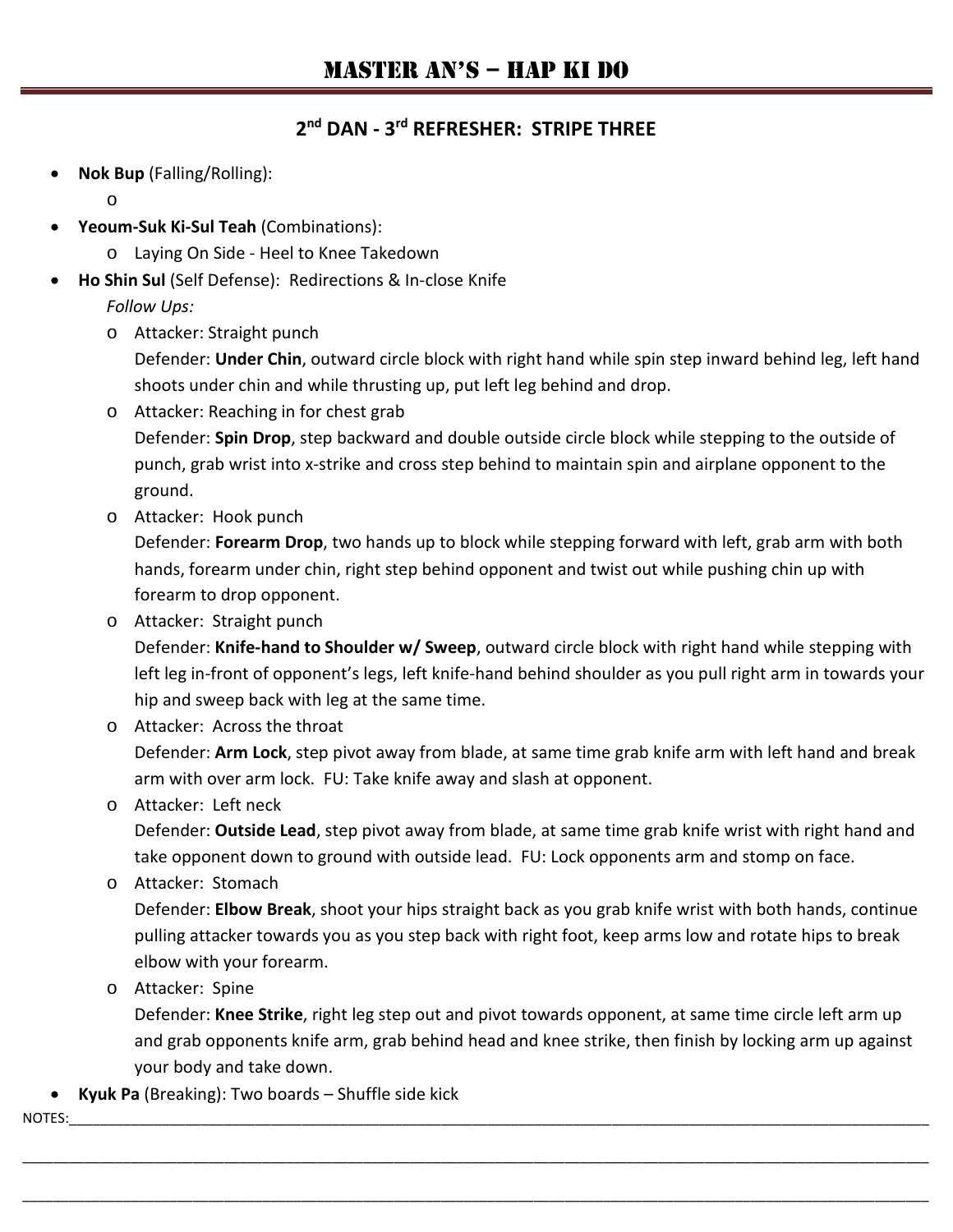# MASTER AN'S – HAP KI DO

## 2nd DAN - 3rd REFRESHER: STRIPE THREE

- **Nok Bup** (Falling/Rolling):
  - 
- **Yeoum-Suk Ki-Sul Teah** (Combinations):
  - Laying On Side - Heel to Knee Takedown
- **Ho Shin Sul** (Self Defense): Redirections & In-close Knife

  *Follow Ups:*
  - Attacker: Straight punch

    Defender: **Under Chin**, outward circle block with right hand while spin step inward behind leg, left hand shoots under chin and while thrusting up, put left leg behind and drop.
  - Attacker: Reaching in for chest grab

    Defender: **Spin Drop**, step backward and double outside circle block while stepping to the outside of punch, grab wrist into x-strike and cross step behind to maintain spin and airplane opponent to the ground.
  - Attacker: Hook punch

    Defender: **Forearm Drop**, two hands up to block while stepping forward with left, grab arm with both hands, forearm under chin, right step behind opponent and twist out while pushing chin up with forearm to drop opponent.
  - Attacker: Straight punch

    Defender: **Knife-hand to Shoulder w/ Sweep**, outward circle block with right hand while stepping with left leg in-front of opponent's legs, left knife-hand behind shoulder as you pull right arm in towards your hip and sweep back with leg at the same time.
  - Attacker: Across the throat

    Defender: **Arm Lock**, step pivot away from blade, at same time grab knife arm with left hand and break arm with over arm lock. FU: Take knife away and slash at opponent.
  - Attacker: Left neck

    Defender: **Outside Lead**, step pivot away from blade, at same time grab knife wrist with right hand and take opponent down to ground with outside lead. FU: Lock opponents arm and stomp on face.
  - Attacker: Stomach

    Defender: **Elbow Break**, shoot your hips straight back as you grab knife wrist with both hands, continue pulling attacker towards you as you step back with right foot, keep arms low and rotate hips to break elbow with your forearm.
  - Attacker: Spine

    Defender: **Knee Strike**, right leg step out and pivot towards opponent, at same time circle left arm up and grab opponents knife arm, grab behind head and knee strike, then finish by locking arm up against your body and take down.
- **Kyuk Pa** (Breaking): Two boards – Shuffle side kick

NOTES:\_\_\_\_\_\_\_\_\_\_\_\_\_\_\_\_\_\_\_\_\_\_\_\_\_\_\_\_\_\_\_\_\_\_\_\_\_\_\_\_\_\_\_\_\_\_\_\_\_\_\_\_\_\_\_\_\_\_\_\_\_\_\_\_\_\_\_\_\_\_\_\_\_\_\_\_\_\_\_\_\_\_\_\_\_\_\_\_\_\_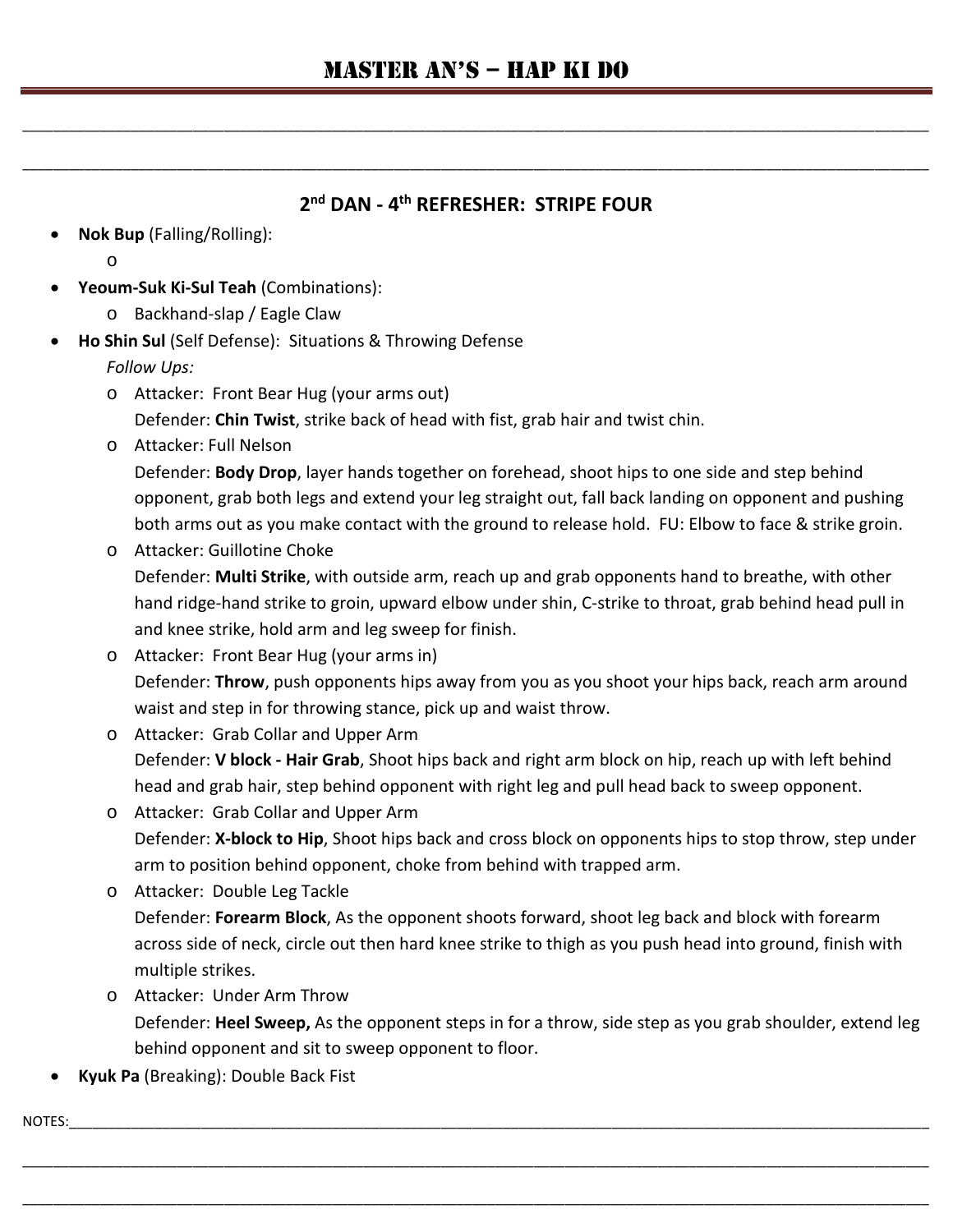## 2nd DAN - 4th REFRESHER: STRIPE FOUR

- **Nok Bup** (Falling/Rolling):
  - 
- **Yeoum-Suk Ki-Sul Teah** (Combinations):
  - Backhand-slap / Eagle Claw
- **Ho Shin Sul** (Self Defense): Situations & Throwing Defense

  *Follow Ups:*
  - Attacker: Front Bear Hug (your arms out)
    Defender: **Chin Twist**, strike back of head with fist, grab hair and twist chin.
  - Attacker: Full Nelson
    Defender: **Body Drop**, layer hands together on forehead, shoot hips to one side and step behind opponent, grab both legs and extend your leg straight out, fall back landing on opponent and pushing both arms out as you make contact with the ground to release hold. FU: Elbow to face & strike groin.
  - Attacker: Guillotine Choke
    Defender: **Multi Strike**, with outside arm, reach up and grab opponents hand to breathe, with other hand ridge-hand strike to groin, upward elbow under shin, C-strike to throat, grab behind head pull in and knee strike, hold arm and leg sweep for finish.
  - Attacker: Front Bear Hug (your arms in)
    Defender: **Throw**, push opponents hips away from you as you shoot your hips back, reach arm around waist and step in for throwing stance, pick up and waist throw.
  - Attacker: Grab Collar and Upper Arm
    Defender: **V block - Hair Grab**, Shoot hips back and right arm block on hip, reach up with left behind head and grab hair, step behind opponent with right leg and pull head back to sweep opponent.
  - Attacker: Grab Collar and Upper Arm
    Defender: **X-block to Hip**, Shoot hips back and cross block on opponents hips to stop throw, step under arm to position behind opponent, choke from behind with trapped arm.
  - Attacker: Double Leg Tackle
    Defender: **Forearm Block**, As the opponent shoots forward, shoot leg back and block with forearm across side of neck, circle out then hard knee strike to thigh as you push head into ground, finish with multiple strikes.
  - Attacker: Under Arm Throw
    Defender: **Heel Sweep,** As the opponent steps in for a throw, side step as you grab shoulder, extend leg behind opponent and sit to sweep opponent to floor.
- **Kyuk Pa** (Breaking): Double Back Fist

NOTES: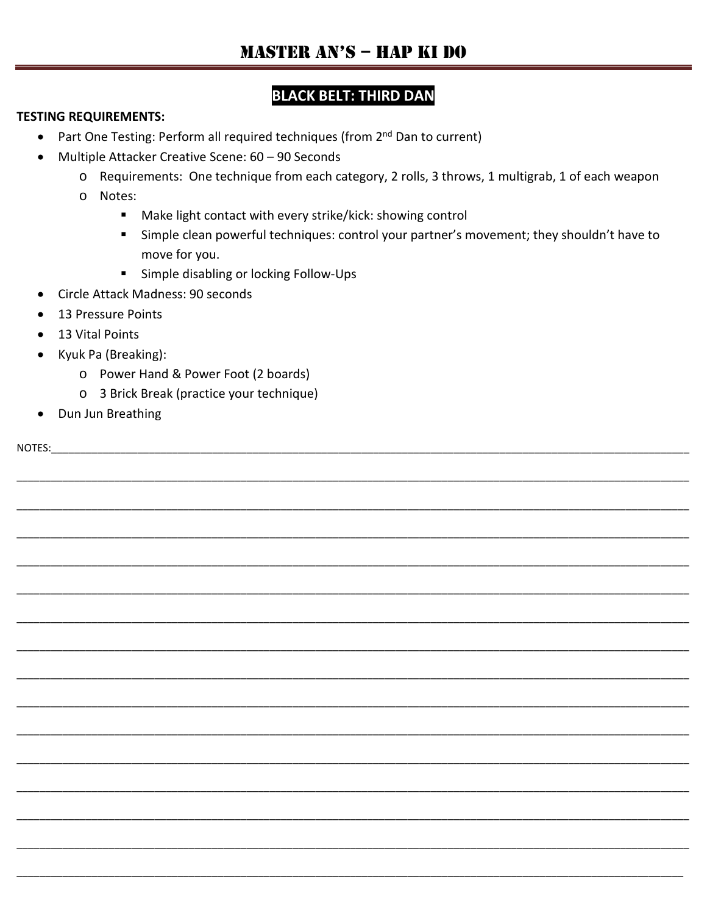# MASTER AN'S – HAP KI DO

## BLACK BELT: THIRD DAN

**TESTING REQUIREMENTS:**

- Part One Testing: Perform all required techniques (from 2nd Dan to current)
- Multiple Attacker Creative Scene: 60 – 90 Seconds
  - Requirements: One technique from each category, 2 rolls, 3 throws, 1 multigrab, 1 of each weapon
  - Notes:
    - Make light contact with every strike/kick: showing control
    - Simple clean powerful techniques: control your partner's movement; they shouldn't have to move for you.
    - Simple disabling or locking Follow-Ups
- Circle Attack Madness: 90 seconds
- 13 Pressure Points
- 13 Vital Points
- Kyuk Pa (Breaking):
  - Power Hand & Power Foot (2 boards)
  - 3 Brick Break (practice your technique)
- Dun Jun Breathing

NOTES:________________________________________________________________________________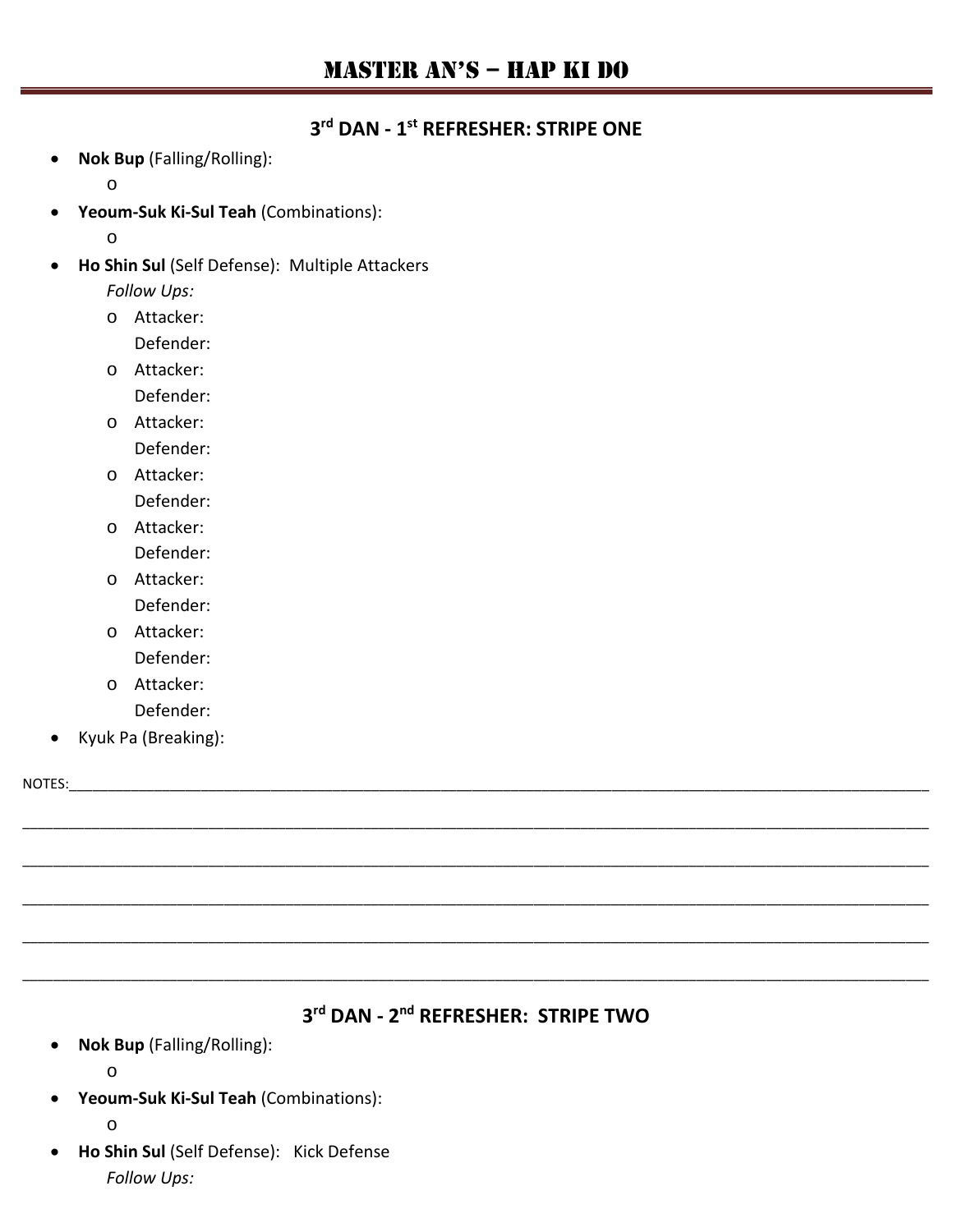# MASTER AN'S – HAP KI DO

## 3rd DAN - 1st REFRESHER: STRIPE ONE

- **Nok Bup** (Falling/Rolling):
  - 
- **Yeoum-Suk Ki-Sul Teah** (Combinations):
  - 
- **Ho Shin Sul** (Self Defense): Multiple Attackers
  *Follow Ups:*
  - Attacker:
    Defender:
  - Attacker:
    Defender:
  - Attacker:
    Defender:
  - Attacker:
    Defender:
  - Attacker:
    Defender:
  - Attacker:
    Defender:
  - Attacker:
    Defender:
  - Attacker:
    Defender:
- Kyuk Pa (Breaking):

NOTES:______________________________________________________________________________________________

_____________________________________________________________________________________________________

_____________________________________________________________________________________________________

_____________________________________________________________________________________________________

_____________________________________________________________________________________________________

_____________________________________________________________________________________________________

## 3rd DAN - 2nd REFRESHER: STRIPE TWO

- **Nok Bup** (Falling/Rolling):
  - 
- **Yeoum-Suk Ki-Sul Teah** (Combinations):
  - 
- **Ho Shin Sul** (Self Defense): Kick Defense
  *Follow Ups:*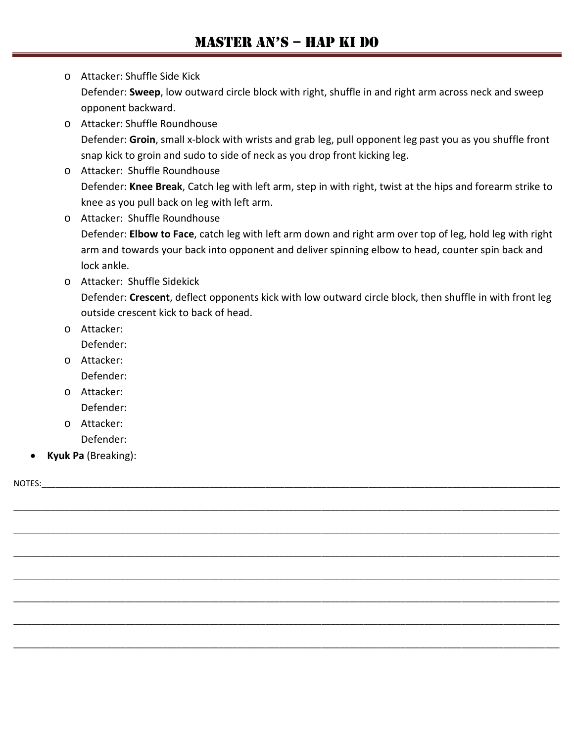- Attacker: Shuffle Side Kick
  Defender: **Sweep**, low outward circle block with right, shuffle in and right arm across neck and sweep opponent backward.
- Attacker: Shuffle Roundhouse
  Defender: **Groin**, small x-block with wrists and grab leg, pull opponent leg past you as you shuffle front snap kick to groin and sudo to side of neck as you drop front kicking leg.
- Attacker: Shuffle Roundhouse
  Defender: **Knee Break**, Catch leg with left arm, step in with right, twist at the hips and forearm strike to knee as you pull back on leg with left arm.
- Attacker: Shuffle Roundhouse
  Defender: **Elbow to Face**, catch leg with left arm down and right arm over top of leg, hold leg with right arm and towards your back into opponent and deliver spinning elbow to head, counter spin back and lock ankle.
- Attacker: Shuffle Sidekick
  Defender: **Crescent**, deflect opponents kick with low outward circle block, then shuffle in with front leg outside crescent kick to back of head.
- Attacker:
  Defender:
- Attacker:
  Defender:
- Attacker:
  Defender:
- Attacker:
  Defender:

- **Kyuk Pa** (Breaking):

NOTES:______________________________________________________________________________________

____________________________________________________________________________________________

____________________________________________________________________________________________

____________________________________________________________________________________________

____________________________________________________________________________________________

____________________________________________________________________________________________

____________________________________________________________________________________________

____________________________________________________________________________________________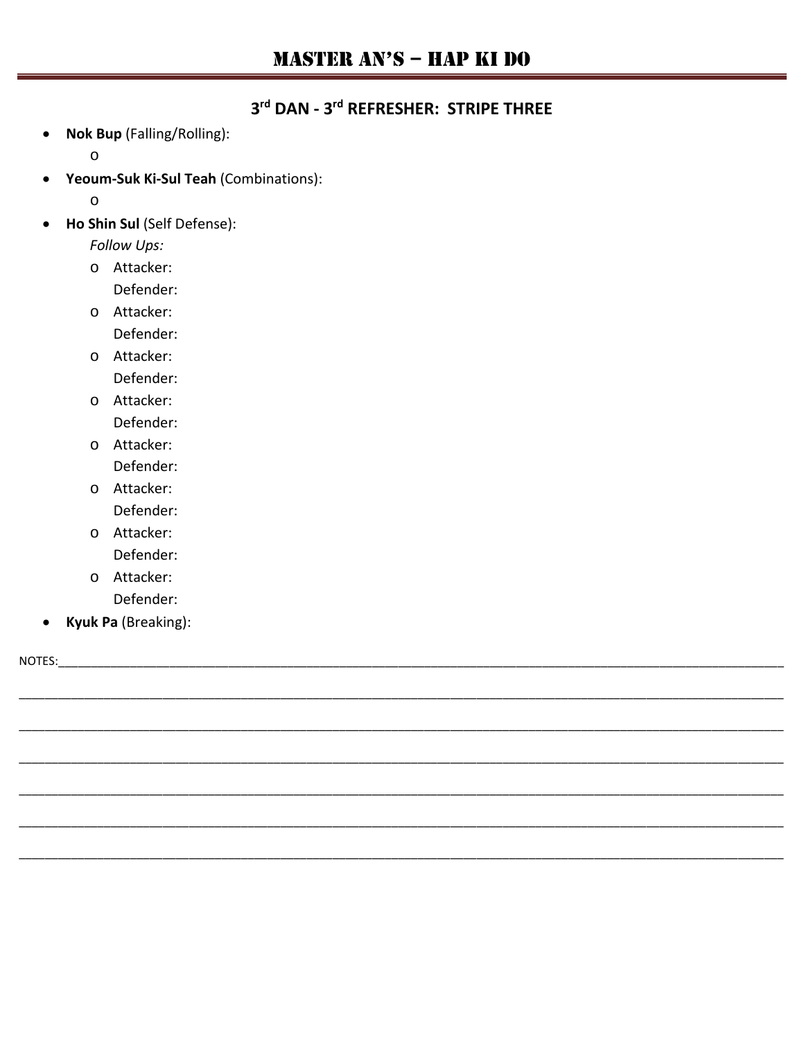# MASTER AN'S – HAP KI DO

## 3rd DAN - 3rd REFRESHER: STRIPE THREE

- **Nok Bup** (Falling/Rolling):
  - 
- **Yeoum-Suk Ki-Sul Teah** (Combinations):
  - 
- **Ho Shin Sul** (Self Defense):
  
  *Follow Ups:*
  - Attacker:
    
    Defender:
  - Attacker:
    
    Defender:
  - Attacker:
    
    Defender:
  - Attacker:
    
    Defender:
  - Attacker:
    
    Defender:
  - Attacker:
    
    Defender:
  - Attacker:
    
    Defender:
  - Attacker:
    
    Defender:
- **Kyuk Pa** (Breaking):

NOTES:\_\_\_\_\_\_\_\_\_\_\_\_\_\_\_\_\_\_\_\_\_\_\_\_\_\_\_\_\_\_\_\_\_\_\_\_\_\_\_\_\_\_\_\_\_\_\_\_\_\_\_\_\_\_\_\_\_\_\_\_\_\_\_\_\_\_\_\_\_\_\_\_\_\_\_\_\_\_

\_\_\_\_\_\_\_\_\_\_\_\_\_\_\_\_\_\_\_\_\_\_\_\_\_\_\_\_\_\_\_\_\_\_\_\_\_\_\_\_\_\_\_\_\_\_\_\_\_\_\_\_\_\_\_\_\_\_\_\_\_\_\_\_\_\_\_\_\_\_\_\_\_\_\_\_\_\_\_\_\_\_\_\_

\_\_\_\_\_\_\_\_\_\_\_\_\_\_\_\_\_\_\_\_\_\_\_\_\_\_\_\_\_\_\_\_\_\_\_\_\_\_\_\_\_\_\_\_\_\_\_\_\_\_\_\_\_\_\_\_\_\_\_\_\_\_\_\_\_\_\_\_\_\_\_\_\_\_\_\_\_\_\_\_\_\_\_\_

\_\_\_\_\_\_\_\_\_\_\_\_\_\_\_\_\_\_\_\_\_\_\_\_\_\_\_\_\_\_\_\_\_\_\_\_\_\_\_\_\_\_\_\_\_\_\_\_\_\_\_\_\_\_\_\_\_\_\_\_\_\_\_\_\_\_\_\_\_\_\_\_\_\_\_\_\_\_\_\_\_\_\_\_

\_\_\_\_\_\_\_\_\_\_\_\_\_\_\_\_\_\_\_\_\_\_\_\_\_\_\_\_\_\_\_\_\_\_\_\_\_\_\_\_\_\_\_\_\_\_\_\_\_\_\_\_\_\_\_\_\_\_\_\_\_\_\_\_\_\_\_\_\_\_\_\_\_\_\_\_\_\_\_\_\_\_\_\_

\_\_\_\_\_\_\_\_\_\_\_\_\_\_\_\_\_\_\_\_\_\_\_\_\_\_\_\_\_\_\_\_\_\_\_\_\_\_\_\_\_\_\_\_\_\_\_\_\_\_\_\_\_\_\_\_\_\_\_\_\_\_\_\_\_\_\_\_\_\_\_\_\_\_\_\_\_\_\_\_\_\_\_\_

\_\_\_\_\_\_\_\_\_\_\_\_\_\_\_\_\_\_\_\_\_\_\_\_\_\_\_\_\_\_\_\_\_\_\_\_\_\_\_\_\_\_\_\_\_\_\_\_\_\_\_\_\_\_\_\_\_\_\_\_\_\_\_\_\_\_\_\_\_\_\_\_\_\_\_\_\_\_\_\_\_\_\_\_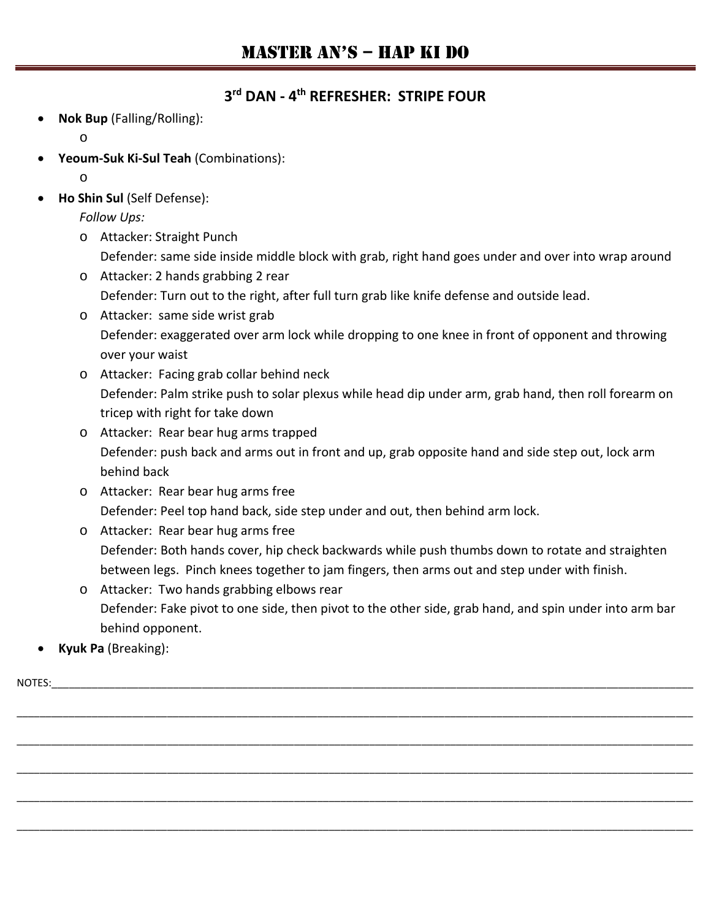# MASTER AN'S – HAP KI DO

## 3rd DAN - 4th REFRESHER: STRIPE FOUR

- **Nok Bup** (Falling/Rolling):
  - 
- **Yeoum-Suk Ki-Sul Teah** (Combinations):
  - 
- **Ho Shin Sul** (Self Defense):

  *Follow Ups:*
  - Attacker: Straight Punch
    Defender: same side inside middle block with grab, right hand goes under and over into wrap around
  - Attacker: 2 hands grabbing 2 rear
    Defender: Turn out to the right, after full turn grab like knife defense and outside lead.
  - Attacker: same side wrist grab
    Defender: exaggerated over arm lock while dropping to one knee in front of opponent and throwing over your waist
  - Attacker: Facing grab collar behind neck
    Defender: Palm strike push to solar plexus while head dip under arm, grab hand, then roll forearm on tricep with right for take down
  - Attacker: Rear bear hug arms trapped
    Defender: push back and arms out in front and up, grab opposite hand and side step out, lock arm behind back
  - Attacker: Rear bear hug arms free
    Defender: Peel top hand back, side step under and out, then behind arm lock.
  - Attacker: Rear bear hug arms free
    Defender: Both hands cover, hip check backwards while push thumbs down to rotate and straighten between legs. Pinch knees together to jam fingers, then arms out and step under with finish.
  - Attacker: Two hands grabbing elbows rear
    Defender: Fake pivot to one side, then pivot to the other side, grab hand, and spin under into arm bar behind opponent.
- **Kyuk Pa** (Breaking):

NOTES:\_\_\_\_\_\_\_\_\_\_\_\_\_\_\_\_\_\_\_\_\_\_\_\_\_\_\_\_\_\_\_\_\_\_\_\_\_\_\_\_\_\_\_\_\_\_\_\_\_\_\_\_\_\_\_\_\_\_\_\_\_\_\_\_\_\_\_\_\_\_\_\_\_\_\_\_\_\_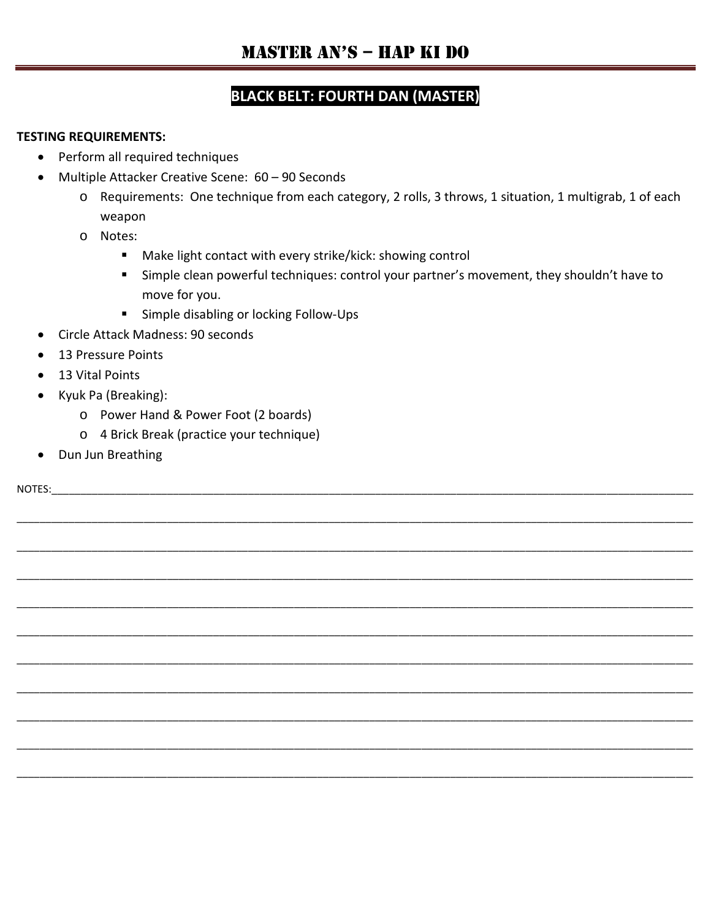# MASTER AN'S – HAP KI DO

## BLACK BELT: FOURTH DAN (MASTER)

**TESTING REQUIREMENTS:**

- Perform all required techniques
- Multiple Attacker Creative Scene: 60 – 90 Seconds
  - Requirements: One technique from each category, 2 rolls, 3 throws, 1 situation, 1 multigrab, 1 of each weapon
  - Notes:
    - Make light contact with every strike/kick: showing control
    - Simple clean powerful techniques: control your partner's movement, they shouldn't have to move for you.
    - Simple disabling or locking Follow-Ups
- Circle Attack Madness: 90 seconds
- 13 Pressure Points
- 13 Vital Points
- Kyuk Pa (Breaking):
  - Power Hand & Power Foot (2 boards)
  - 4 Brick Break (practice your technique)
- Dun Jun Breathing

NOTES:_______________________________________________________________________________